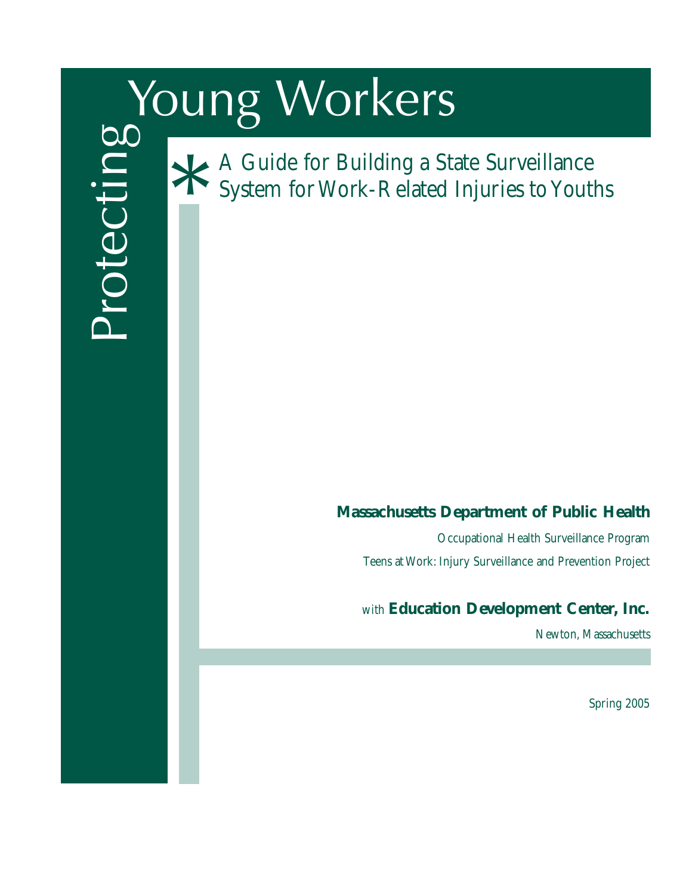# Protecting Young Workers

## A Guide for Building a State Surveillance System for Work-Related Injuries to Youths

**Massachusetts Department of Public Health**

Occupational Health Surveillance Program

Teens at Work: Injury Surveillance and Prevention Project

with **Education Development Center, Inc.**

Newton, Massachusetts

Spring 2005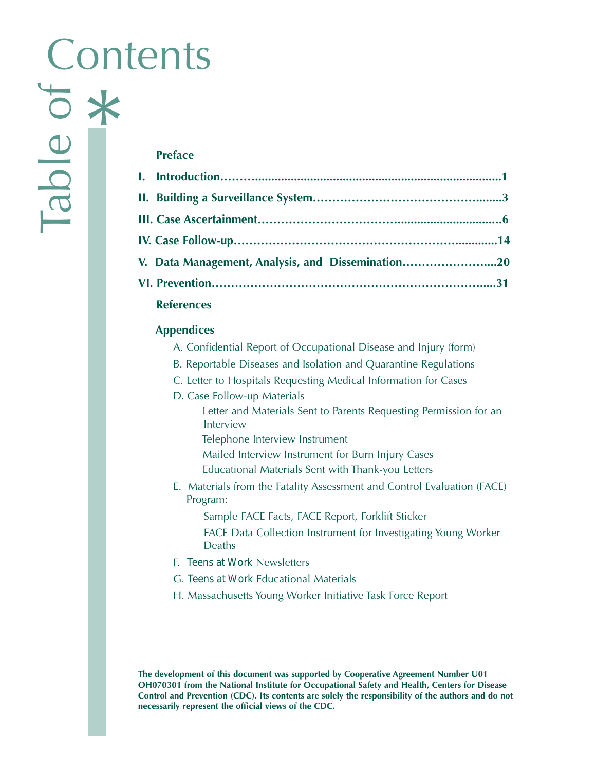# Table of Contents

**Preface**

**I. Introduction……...........................................................................1**

**II. Building a Surveillance System…………………………………….......3**

**III. Case Ascertainment……………………………..............................6**

**IV. Case Follow-up…………………………………………………............14**

**V. Data Management, Analysis, and Dissemination…………………....20**

**VI. Prevention……………………………………………………………....31**

**References**

**Appendices**

A. Confidential Report of Occupational Disease and Injury (form)

B. Reportable Diseases and Isolation and Quarantine Regulations

C. Letter to Hospitals Requesting Medical Information for Cases

D. Case Follow-up Materials

- Letter and Materials Sent to Parents Requesting Permission for an Interview
- Telephone Interview Instrument
- Mailed Interview Instrument for Burn Injury Cases
- Educational Materials Sent with Thank-you Letters

E. Materials from the Fatality Assessment and Control Evaluation (FACE) Program:

- Sample FACE Facts, FACE Report, Forklift Sticker
- FACE Data Collection Instrument for Investigating Young Worker Deaths

F. *Teens at Work* Newsletters

G. *Teens at Work* Educational Materials

H. Massachusetts Young Worker Initiative Task Force Report

**The development of this document was supported by Cooperative Agreement Number U01 OH070301 from the National Institute for Occupational Safety and Health, Centers for Disease Control and Prevention (CDC). Its contents are solely the responsibility of the authors and do not necessarily represent the official views of the CDC.**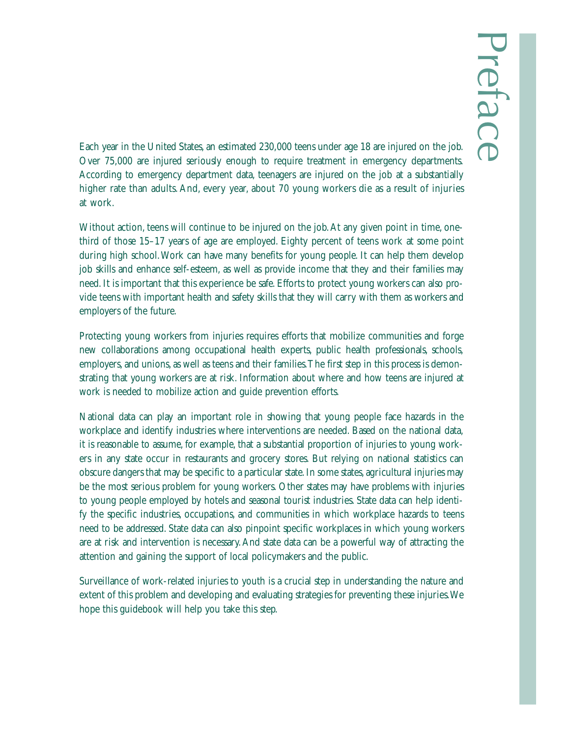# Preface

Each year in the United States, an estimated 230,000 teens under age 18 are injured on the job. Over 75,000 are injured seriously enough to require treatment in emergency departments. According to emergency department data, teenagers are injured on the job at a substantially higher rate than adults. And, every year, about 70 young workers die as a result of injuries at work.

Without action, teens will continue to be injured on the job. At any given point in time, one-third of those 15–17 years of age are employed. Eighty percent of teens work at some point during high school. Work can have many benefits for young people. It can help them develop job skills and enhance self-esteem, as well as provide income that they and their families may need. It is important that this experience be safe. Efforts to protect young workers can also provide teens with important health and safety skills that they will carry with them as workers and employers of the future.

Protecting young workers from injuries requires efforts that mobilize communities and forge new collaborations among occupational health experts, public health professionals, schools, employers, and unions, as well as teens and their families. The first step in this process is demonstrating that young workers are at risk. Information about where and how teens are injured at work is needed to mobilize action and guide prevention efforts.

National data can play an important role in showing that young people face hazards in the workplace and identify industries where interventions are needed. Based on the national data, it is reasonable to assume, for example, that a substantial proportion of injuries to young workers in any state occur in restaurants and grocery stores. But relying on national statistics can obscure dangers that may be specific to a particular state. In some states, agricultural injuries may be the most serious problem for young workers. Other states may have problems with injuries to young people employed by hotels and seasonal tourist industries. State data can help identify the specific industries, occupations, and communities in which workplace hazards to teens need to be addressed. State data can also pinpoint specific workplaces in which young workers are at risk and intervention is necessary. And state data can be a powerful way of attracting the attention and gaining the support of local policymakers and the public.

Surveillance of work-related injuries to youth is a crucial step in understanding the nature and extent of this problem and developing and evaluating strategies for preventing these injuries. We hope this guidebook will help you take this step.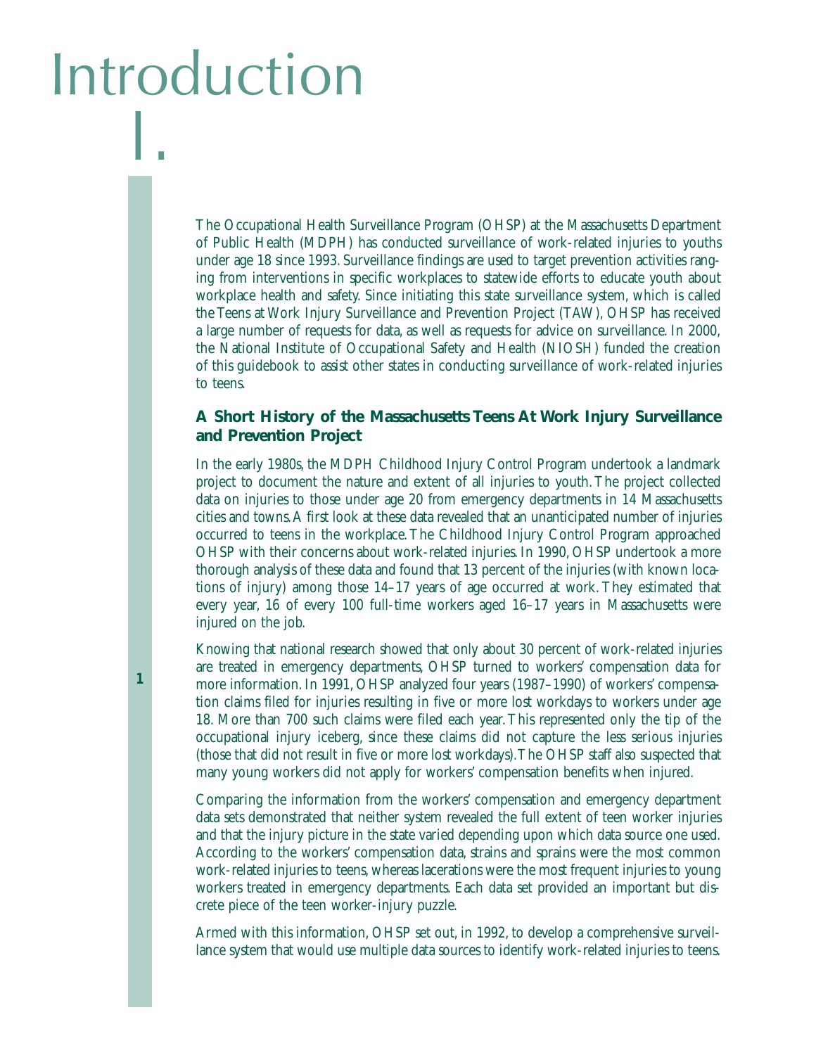# Introduction

# I.

The Occupational Health Surveillance Program (OHSP) at the Massachusetts Department of Public Health (MDPH) has conducted surveillance of work-related injuries to youths under age 18 since 1993. Surveillance findings are used to target prevention activities ranging from interventions in specific workplaces to statewide efforts to educate youth about workplace health and safety. Since initiating this state surveillance system, which is called the Teens at Work Injury Surveillance and Prevention Project (TAW), OHSP has received a large number of requests for data, as well as requests for advice on surveillance. In 2000, the National Institute of Occupational Safety and Health (NIOSH) funded the creation of this guidebook to assist other states in conducting surveillance of work-related injuries to teens.

### A Short History of the Massachusetts Teens At Work Injury Surveillance and Prevention Project

In the early 1980s, the MDPH Childhood Injury Control Program undertook a landmark project to document the nature and extent of all injuries to youth. The project collected data on injuries to those under age 20 from emergency departments in 14 Massachusetts cities and towns. A first look at these data revealed that an unanticipated number of injuries occurred to teens in the workplace. The Childhood Injury Control Program approached OHSP with their concerns about work-related injuries. In 1990, OHSP undertook a more thorough analysis of these data and found that 13 percent of the injuries (with known locations of injury) among those 14–17 years of age occurred at work. They estimated that every year, 16 of every 100 full-time workers aged 16–17 years in Massachusetts were injured on the job.

Knowing that national research showed that only about 30 percent of work-related injuries are treated in emergency departments, OHSP turned to workers' compensation data for more information. In 1991, OHSP analyzed four years (1987–1990) of workers' compensation claims filed for injuries resulting in five or more lost workdays to workers under age 18. More than 700 such claims were filed each year. This represented only the tip of the occupational injury iceberg, since these claims did not capture the less serious injuries (those that did not result in five or more lost workdays). The OHSP staff also suspected that many young workers did not apply for workers' compensation benefits when injured.

Comparing the information from the workers' compensation and emergency department data sets demonstrated that neither system revealed the full extent of teen worker injuries and that the injury picture in the state varied depending upon which data source one used. According to the workers' compensation data, strains and sprains were the most common work-related injuries to teens, whereas lacerations were the most frequent injuries to young workers treated in emergency departments. Each data set provided an important but discrete piece of the teen worker-injury puzzle.

Armed with this information, OHSP set out, in 1992, to develop a comprehensive surveillance system that would use multiple data sources to identify work-related injuries to teens.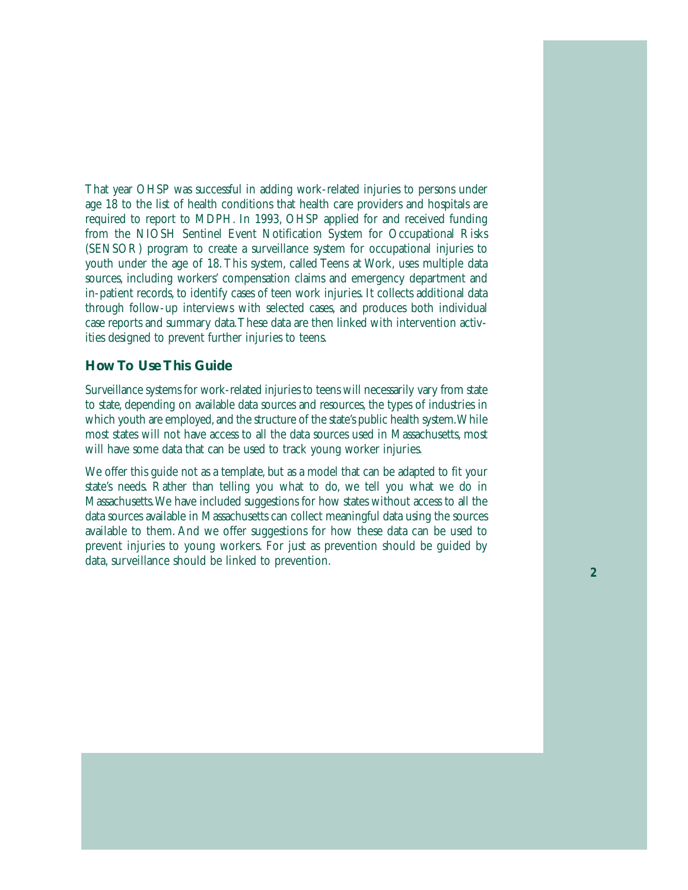That year OHSP was successful in adding work-related injuries to persons under age 18 to the list of health conditions that health care providers and hospitals are required to report to MDPH. In 1993, OHSP applied for and received funding from the NIOSH Sentinel Event Notification System for Occupational Risks (SENSOR) program to create a surveillance system for occupational injuries to youth under the age of 18. This system, called Teens at Work, uses multiple data sources, including workers' compensation claims and emergency department and in-patient records, to identify cases of teen work injuries. It collects additional data through follow-up interviews with selected cases, and produces both individual case reports and summary data. These data are then linked with intervention activities designed to prevent further injuries to teens.

## How To Use This Guide

Surveillance systems for work-related injuries to teens will necessarily vary from state to state, depending on available data sources and resources, the types of industries in which youth are employed, and the structure of the state's public health system. While most states will not have access to all the data sources used in Massachusetts, most will have some data that can be used to track young worker injuries.

We offer this guide not as a template, but as a model that can be adapted to fit your state's needs. Rather than telling you what to do, we tell you what we do in Massachusetts. We have included suggestions for how states without access to all the data sources available in Massachusetts can collect meaningful data using the sources available to them. And we offer suggestions for how these data can be used to prevent injuries to young workers. For just as prevention should be guided by data, surveillance should be linked to prevention.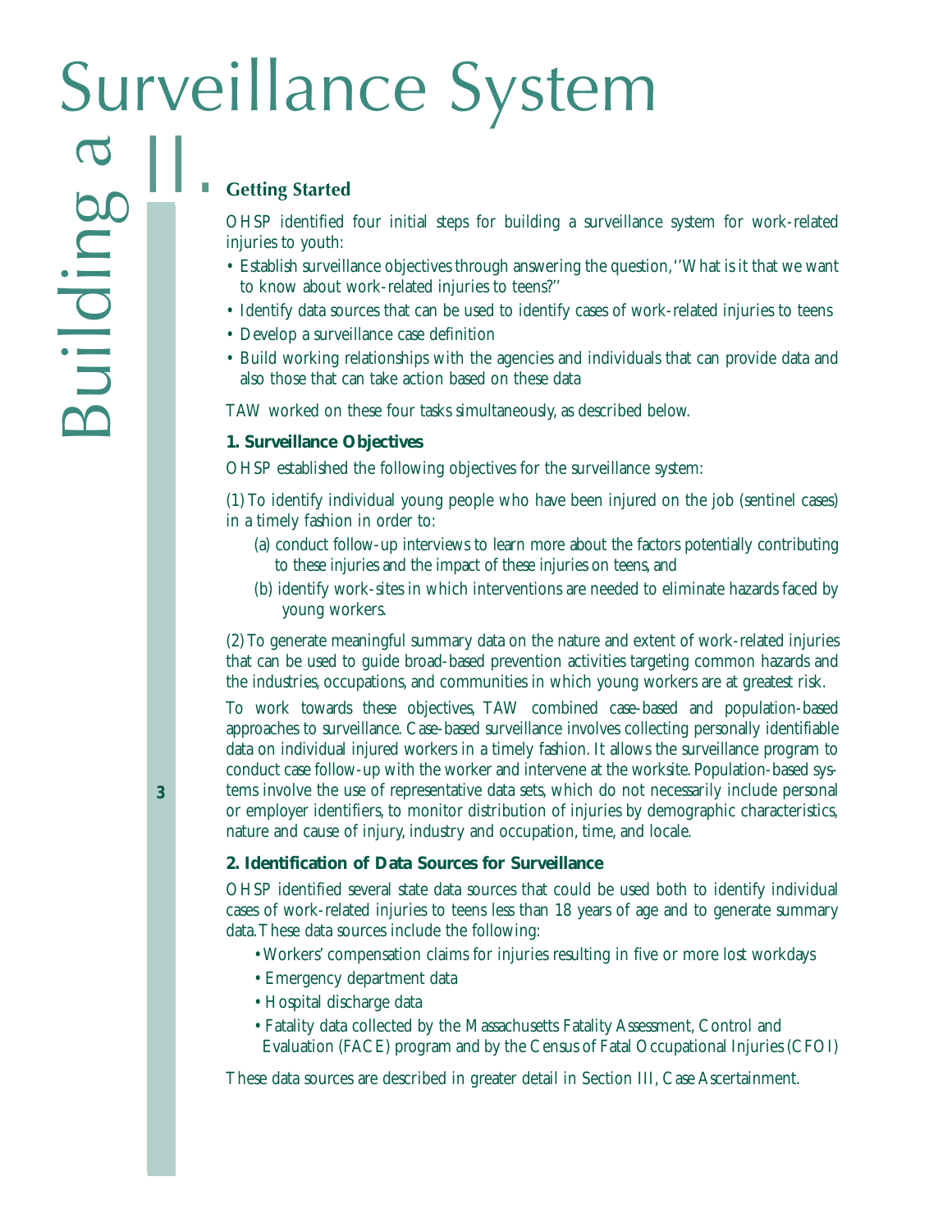# II. Building a Surveillance System

## Getting Started

OHSP identified four initial steps for building a surveillance system for work-related injuries to youth:

- Establish surveillance objectives through answering the question, ''What is it that we want to know about work-related injuries to teens?''
- Identify data sources that can be used to identify cases of work-related injuries to teens
- Develop a surveillance case definition
- Build working relationships with the agencies and individuals that can provide data and also those that can take action based on these data

TAW worked on these four tasks simultaneously, as described below.

### 1. Surveillance Objectives

OHSP established the following objectives for the surveillance system:

(1) To identify individual young people who have been injured on the job (sentinel cases) in a timely fashion in order to:

- (a) conduct follow-up interviews to learn more about the factors potentially contributing to these injuries and the impact of these injuries on teens, and
- (b) identify work-sites in which interventions are needed to eliminate hazards faced by young workers.

(2) To generate meaningful summary data on the nature and extent of work-related injuries that can be used to guide broad-based prevention activities targeting common hazards and the industries, occupations, and communities in which young workers are at greatest risk.

To work towards these objectives, TAW combined case-based and population-based approaches to surveillance. Case-based surveillance involves collecting personally identifiable data on individual injured workers in a timely fashion. It allows the surveillance program to conduct case follow-up with the worker and intervene at the worksite. Population-based systems involve the use of representative data sets, which do not necessarily include personal or employer identifiers, to monitor distribution of injuries by demographic characteristics, nature and cause of injury, industry and occupation, time, and locale.

### 2. Identification of Data Sources for Surveillance

OHSP identified several state data sources that could be used both to identify individual cases of work-related injuries to teens less than 18 years of age and to generate summary data. These data sources include the following:

- Workers' compensation claims for injuries resulting in five or more lost workdays
- Emergency department data
- Hospital discharge data
- Fatality data collected by the Massachusetts Fatality Assessment, Control and Evaluation (FACE) program and by the Census of Fatal Occupational Injuries (CFOI)

These data sources are described in greater detail in Section III, Case Ascertainment.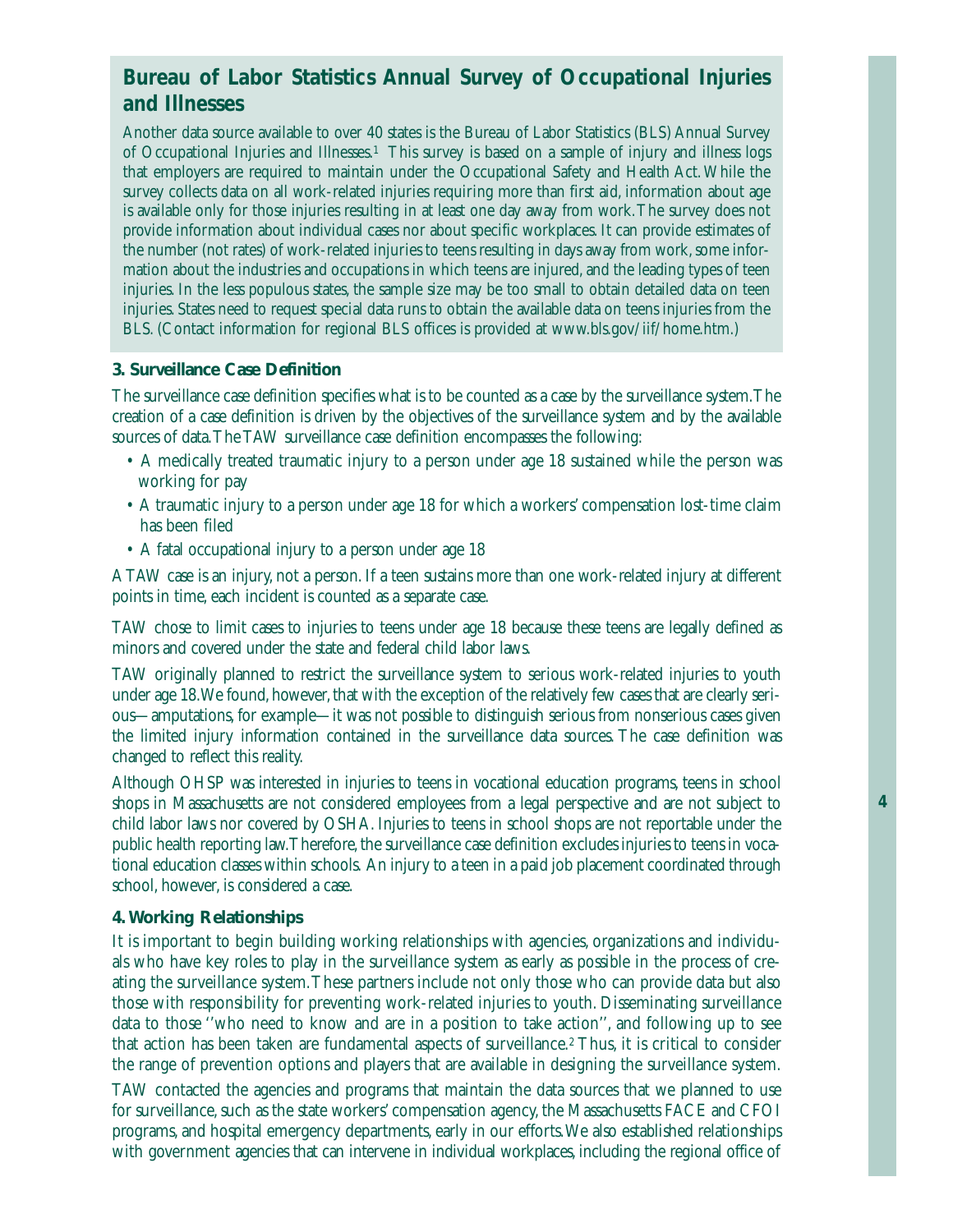## Bureau of Labor Statistics Annual Survey of Occupational Injuries and Illnesses

Another data source available to over 40 states is the Bureau of Labor Statistics (BLS) Annual Survey of Occupational Injuries and Illnesses.[1] This survey is based on a sample of injury and illness logs that employers are required to maintain under the Occupational Safety and Health Act. While the survey collects data on all work-related injuries requiring more than first aid, information about age is available only for those injuries resulting in at least one day away from work. The survey does not provide information about individual cases nor about specific workplaces. It can provide estimates of the number (not rates) of work-related injuries to teens resulting in days away from work, some information about the industries and occupations in which teens are injured, and the leading types of teen injuries. In the less populous states, the sample size may be too small to obtain detailed data on teen injuries. States need to request special data runs to obtain the available data on teens injuries from the BLS. (Contact information for regional BLS offices is provided at www.bls.gov/iif/home.htm.)

### 3. Surveillance Case Definition

The surveillance case definition specifies what is to be counted as a case by the surveillance system. The creation of a case definition is driven by the objectives of the surveillance system and by the available sources of data. The TAW surveillance case definition encompasses the following:

- A medically treated traumatic injury to a person under age 18 sustained while the person was working for pay
- A traumatic injury to a person under age 18 for which a workers' compensation lost-time claim has been filed
- A fatal occupational injury to a person under age 18

A TAW case is an injury, not a person. If a teen sustains more than one work-related injury at different points in time, each incident is counted as a separate case.

TAW chose to limit cases to injuries to teens under age 18 because these teens are legally defined as minors and covered under the state and federal child labor laws.

TAW originally planned to restrict the surveillance system to serious work-related injuries to youth under age 18. We found, however, that with the exception of the relatively few cases that are clearly serious—amputations, for example—it was not possible to distinguish serious from nonserious cases given the limited injury information contained in the surveillance data sources. The case definition was changed to reflect this reality.

Although OHSP was interested in injuries to teens in vocational education programs, teens in school shops in Massachusetts are not considered employees from a legal perspective and are not subject to child labor laws nor covered by OSHA. Injuries to teens in school shops are not reportable under the public health reporting law. Therefore, the surveillance case definition excludes injuries to teens in vocational education classes within schools. An injury to a teen in a paid job placement coordinated through school, however, is considered a case.

### 4. Working Relationships

It is important to begin building working relationships with agencies, organizations and individuals who have key roles to play in the surveillance system as early as possible in the process of creating the surveillance system. These partners include not only those who can provide data but also those with responsibility for preventing work-related injuries to youth. Disseminating surveillance data to those ''who need to know and are in a position to take action'', and following up to see that action has been taken are fundamental aspects of surveillance.[2] Thus, it is critical to consider the range of prevention options and players that are available in designing the surveillance system.

TAW contacted the agencies and programs that maintain the data sources that we planned to use for surveillance, such as the state workers' compensation agency, the Massachusetts FACE and CFOI programs, and hospital emergency departments, early in our efforts. We also established relationships with government agencies that can intervene in individual workplaces, including the regional office of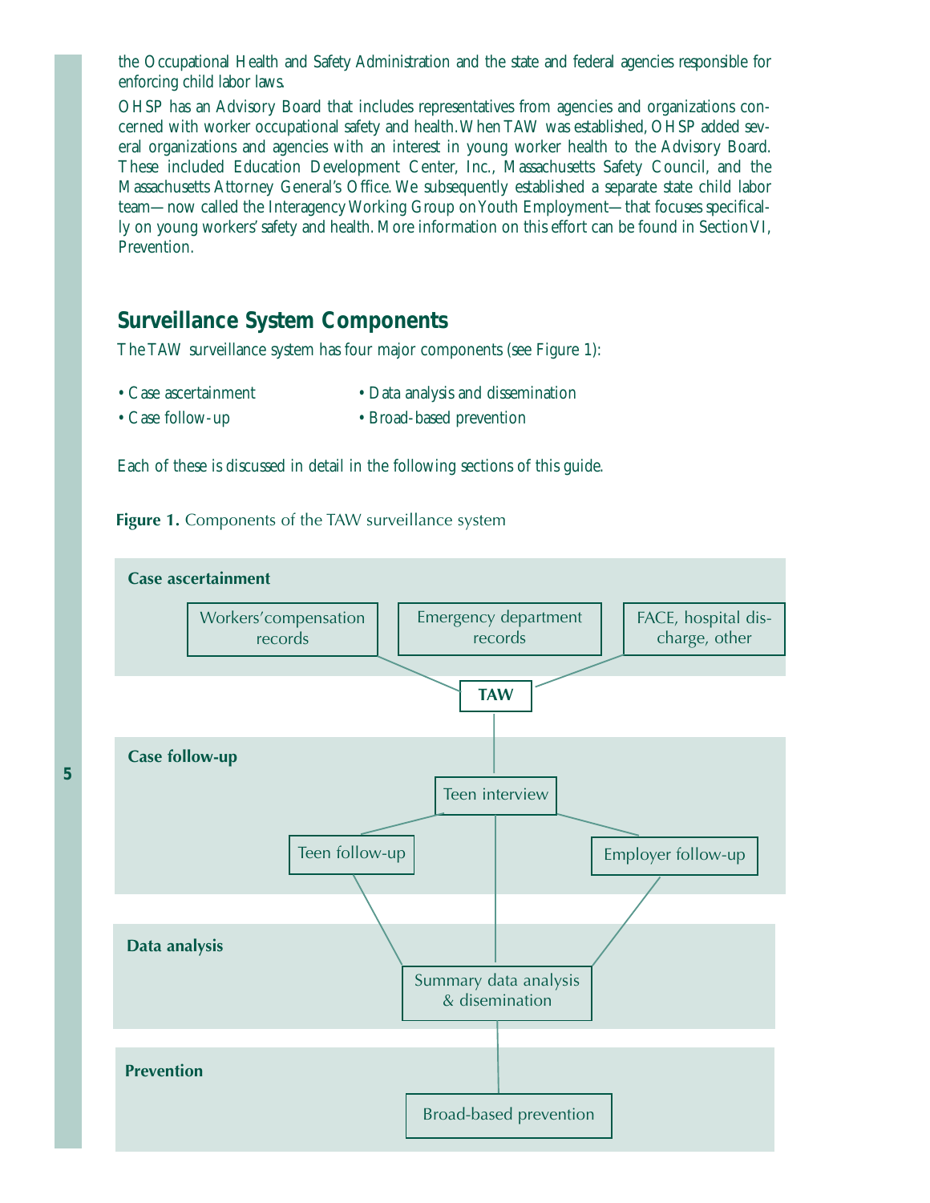the Occupational Health and Safety Administration and the state and federal agencies responsible for enforcing child labor laws.

OHSP has an Advisory Board that includes representatives from agencies and organizations concerned with worker occupational safety and health. When TAW was established, OHSP added several organizations and agencies with an interest in young worker health to the Advisory Board. These included Education Development Center, Inc., Massachusetts Safety Council, and the Massachusetts Attorney General's Office. We subsequently established a separate state child labor team—now called the Interagency Working Group on Youth Employment—that focuses specifically on young workers' safety and health. More information on this effort can be found in Section VI, Prevention.

## Surveillance System Components

The TAW surveillance system has four major components (see Figure 1):

- Case ascertainment
- Case follow-up
- Data analysis and dissemination
- Broad-based prevention

Each of these is discussed in detail in the following sections of this guide.

**Figure 1.** Components of the TAW surveillance system

**Case ascertainment**

Workers'compensation records | Emergency department records | FACE, hospital discharge, other

→ TAW

**Case follow-up**

Teen interview → Teen follow-up | Employer follow-up

**Data analysis**

Summary data analysis & disemination

**Prevention**

Broad-based prevention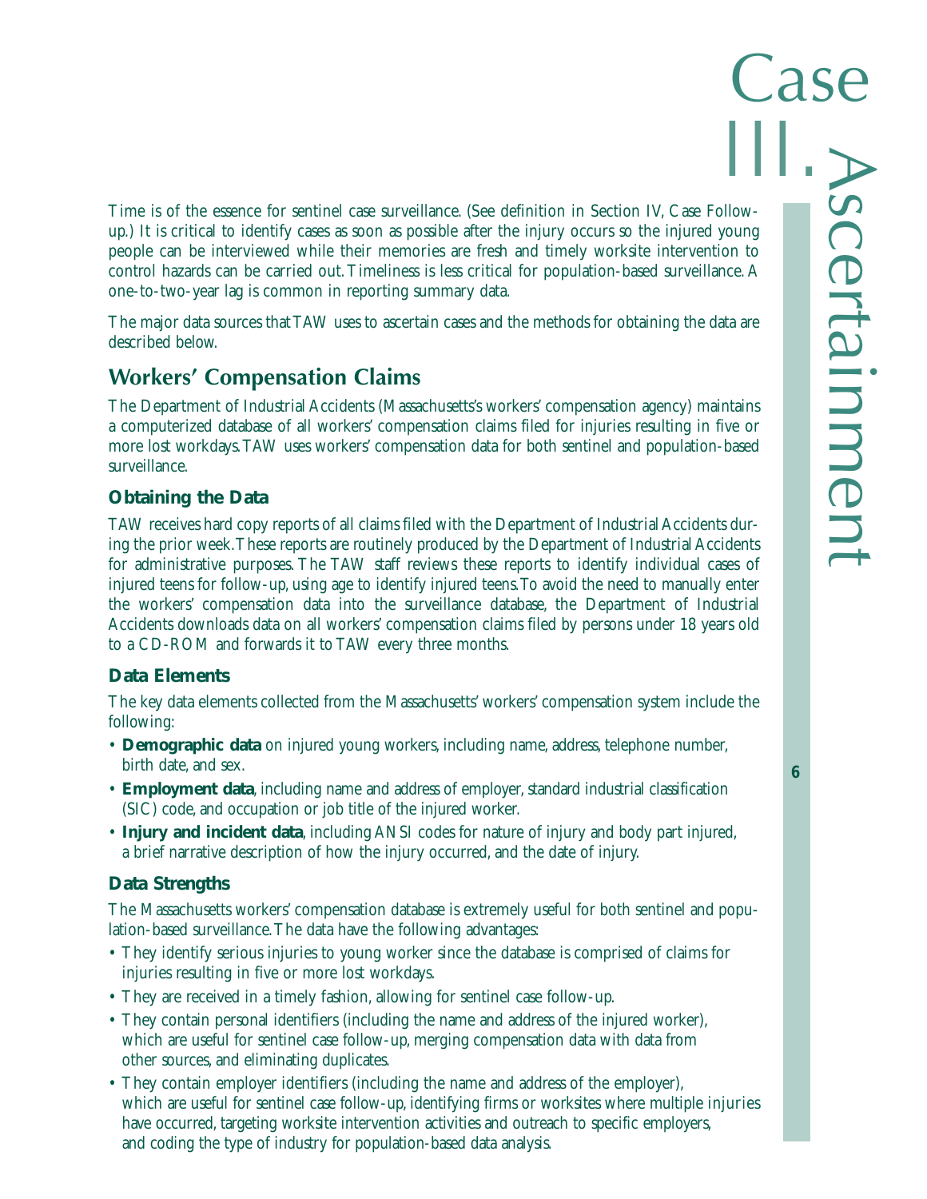# III. Case Ascertainment

Time is of the essence for sentinel case surveillance. (See definition in Section IV, Case Follow-up.) It is critical to identify cases as soon as possible after the injury occurs so the injured young people can be interviewed while their memories are fresh and timely worksite intervention to control hazards can be carried out. Timeliness is less critical for population-based surveillance. A one-to-two-year lag is common in reporting summary data.

The major data sources that TAW uses to ascertain cases and the methods for obtaining the data are described below.

## Workers' Compensation Claims

The Department of Industrial Accidents (Massachusetts's workers' compensation agency) maintains a computerized database of all workers' compensation claims filed for injuries resulting in five or more lost workdays. TAW uses workers' compensation data for both sentinel and population-based surveillance.

### Obtaining the Data

TAW receives hard copy reports of all claims filed with the Department of Industrial Accidents during the prior week. These reports are routinely produced by the Department of Industrial Accidents for administrative purposes. The TAW staff reviews these reports to identify individual cases of injured teens for follow-up, using age to identify injured teens. To avoid the need to manually enter the workers' compensation data into the surveillance database, the Department of Industrial Accidents downloads data on all workers' compensation claims filed by persons under 18 years old to a CD-ROM and forwards it to TAW every three months.

### Data Elements

The key data elements collected from the Massachusetts' workers' compensation system include the following:

- **Demographic data** on injured young workers, including name, address, telephone number, birth date, and sex.
- **Employment data**, including name and address of employer, standard industrial classification (SIC) code, and occupation or job title of the injured worker.
- **Injury and incident data**, including ANSI codes for nature of injury and body part injured, a brief narrative description of how the injury occurred, and the date of injury.

### Data Strengths

The Massachusetts workers' compensation database is extremely useful for both sentinel and population-based surveillance. The data have the following advantages:

- They identify serious injuries to young worker since the database is comprised of claims for injuries resulting in five or more lost workdays.
- They are received in a timely fashion, allowing for sentinel case follow-up.
- They contain personal identifiers (including the name and address of the injured worker), which are useful for sentinel case follow-up, merging compensation data with data from other sources, and eliminating duplicates.
- They contain employer identifiers (including the name and address of the employer), which are useful for sentinel case follow-up, identifying firms or worksites where multiple injuries have occurred, targeting worksite intervention activities and outreach to specific employers, and coding the type of industry for population-based data analysis.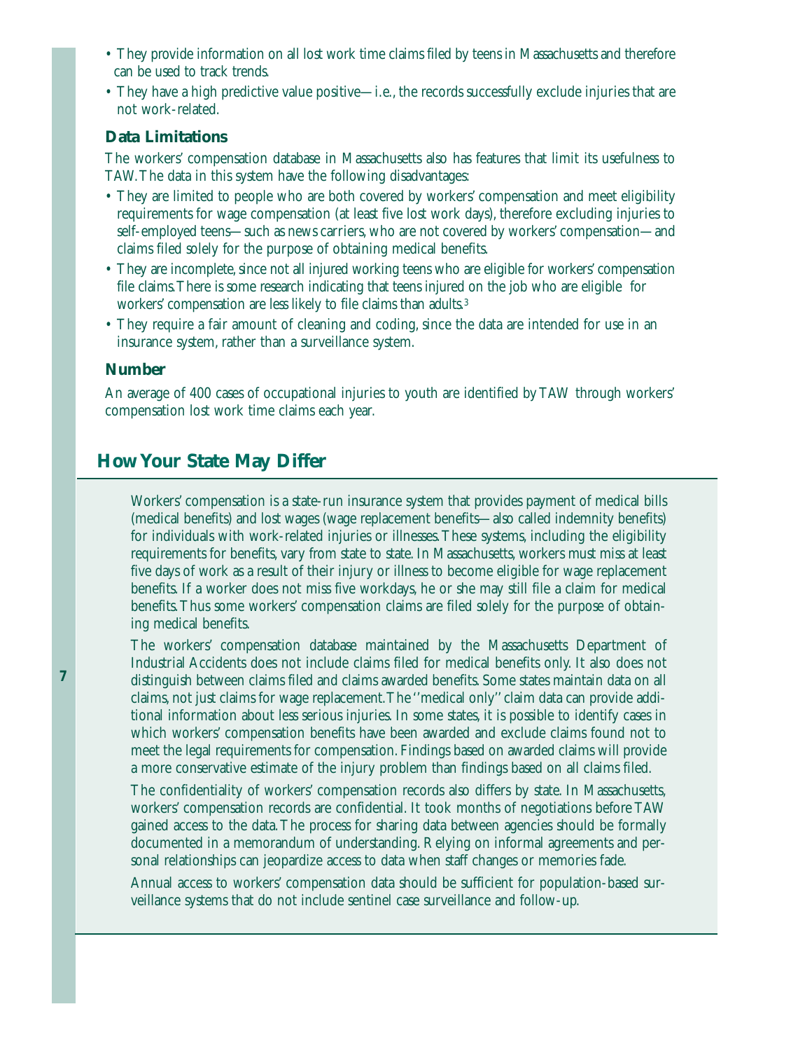- They provide information on all lost work time claims filed by teens in Massachusetts and therefore can be used to track trends.
- They have a high predictive value positive—i.e., the records successfully exclude injuries that are not work-related.

### Data Limitations

The workers' compensation database in Massachusetts also has features that limit its usefulness to TAW. The data in this system have the following disadvantages:

- They are limited to people who are both covered by workers' compensation and meet eligibility requirements for wage compensation (at least five lost work days), therefore excluding injuries to self-employed teens—such as news carriers, who are not covered by workers' compensation—and claims filed solely for the purpose of obtaining medical benefits.
- They are incomplete, since not all injured working teens who are eligible for workers' compensation file claims. There is some research indicating that teens injured on the job who are eligible for workers' compensation are less likely to file claims than adults.[3]
- They require a fair amount of cleaning and coding, since the data are intended for use in an insurance system, rather than a surveillance system.

### Number

An average of 400 cases of occupational injuries to youth are identified by TAW through workers' compensation lost work time claims each year.

## How Your State May Differ

Workers' compensation is a state-run insurance system that provides payment of medical bills (medical benefits) and lost wages (wage replacement benefits—also called indemnity benefits) for individuals with work-related injuries or illnesses. These systems, including the eligibility requirements for benefits, vary from state to state. In Massachusetts, workers must miss at least five days of work as a result of their injury or illness to become eligible for wage replacement benefits. If a worker does not miss five workdays, he or she may still file a claim for medical benefits. Thus some workers' compensation claims are filed solely for the purpose of obtaining medical benefits.

The workers' compensation database maintained by the Massachusetts Department of Industrial Accidents does not include claims filed for medical benefits only. It also does not distinguish between claims filed and claims awarded benefits. Some states maintain data on all claims, not just claims for wage replacement. The ''medical only'' claim data can provide additional information about less serious injuries. In some states, it is possible to identify cases in which workers' compensation benefits have been awarded and exclude claims found not to meet the legal requirements for compensation. Findings based on awarded claims will provide a more conservative estimate of the injury problem than findings based on all claims filed.

The confidentiality of workers' compensation records also differs by state. In Massachusetts, workers' compensation records are confidential. It took months of negotiations before TAW gained access to the data. The process for sharing data between agencies should be formally documented in a memorandum of understanding. Relying on informal agreements and personal relationships can jeopardize access to data when staff changes or memories fade.

Annual access to workers' compensation data should be sufficient for population-based surveillance systems that do not include sentinel case surveillance and follow-up.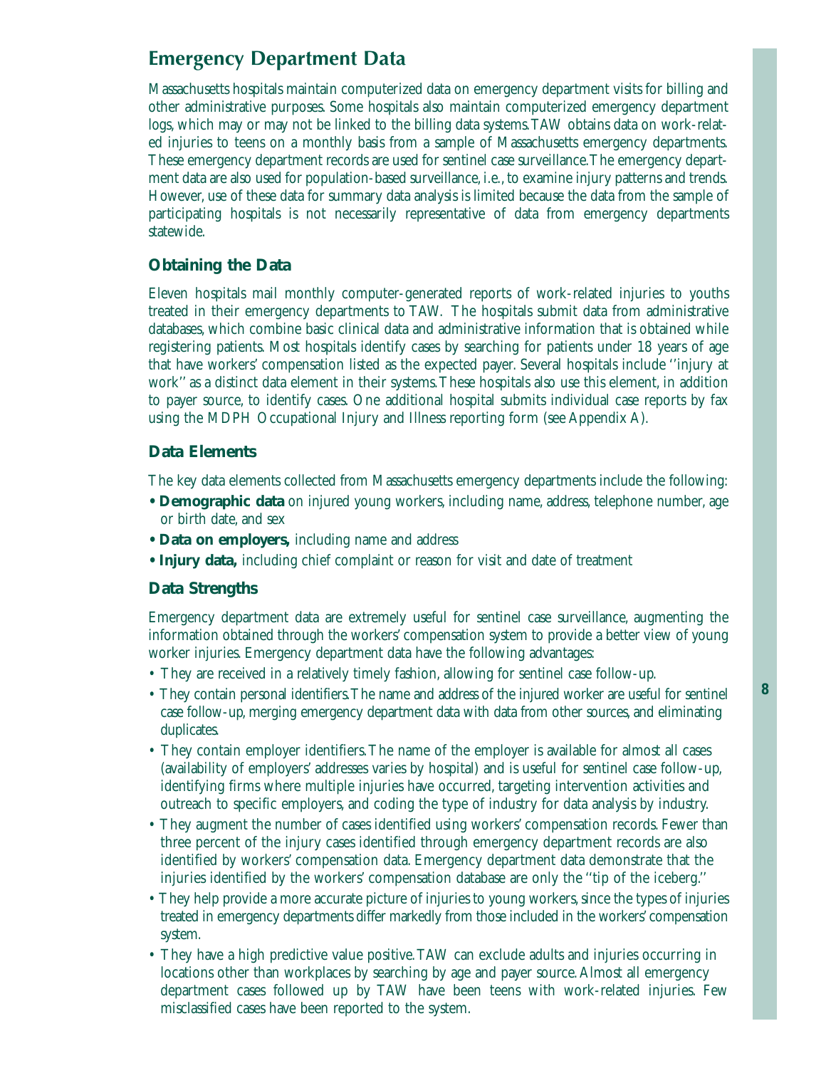## Emergency Department Data

Massachusetts hospitals maintain computerized data on emergency department visits for billing and other administrative purposes. Some hospitals also maintain computerized emergency department logs, which may or may not be linked to the billing data systems. TAW obtains data on work-related injuries to teens on a monthly basis from a sample of Massachusetts emergency departments. These emergency department records are used for sentinel case surveillance. The emergency department data are also used for population-based surveillance, i.e., to examine injury patterns and trends. However, use of these data for summary data analysis is limited because the data from the sample of participating hospitals is not necessarily representative of data from emergency departments statewide.

### Obtaining the Data

Eleven hospitals mail monthly computer-generated reports of work-related injuries to youths treated in their emergency departments to TAW. The hospitals submit data from administrative databases, which combine basic clinical data and administrative information that is obtained while registering patients. Most hospitals identify cases by searching for patients under 18 years of age that have workers' compensation listed as the expected payer. Several hospitals include ''injury at work'' as a distinct data element in their systems. These hospitals also use this element, in addition to payer source, to identify cases. One additional hospital submits individual case reports by fax using the MDPH Occupational Injury and Illness reporting form (see Appendix A).

### Data Elements

The key data elements collected from Massachusetts emergency departments include the following:

- **Demographic data** on injured young workers, including name, address, telephone number, age or birth date, and sex
- **Data on employers,** including name and address
- **Injury data,** including chief complaint or reason for visit and date of treatment

### Data Strengths

Emergency department data are extremely useful for sentinel case surveillance, augmenting the information obtained through the workers' compensation system to provide a better view of young worker injuries. Emergency department data have the following advantages:

- They are received in a relatively timely fashion, allowing for sentinel case follow-up.
- They contain personal identifiers. The name and address of the injured worker are useful for sentinel case follow-up, merging emergency department data with data from other sources, and eliminating duplicates.
- They contain employer identifiers. The name of the employer is available for almost all cases (availability of employers' addresses varies by hospital) and is useful for sentinel case follow-up, identifying firms where multiple injuries have occurred, targeting intervention activities and outreach to specific employers, and coding the type of industry for data analysis by industry.
- They augment the number of cases identified using workers' compensation records. Fewer than three percent of the injury cases identified through emergency department records are also identified by workers' compensation data. Emergency department data demonstrate that the injuries identified by the workers' compensation database are only the ''tip of the iceberg.''
- They help provide a more accurate picture of injuries to young workers, since the types of injuries treated in emergency departments differ markedly from those included in the workers' compensation system.
- They have a high predictive value positive. TAW can exclude adults and injuries occurring in locations other than workplaces by searching by age and payer source. Almost all emergency department cases followed up by TAW have been teens with work-related injuries. Few misclassified cases have been reported to the system.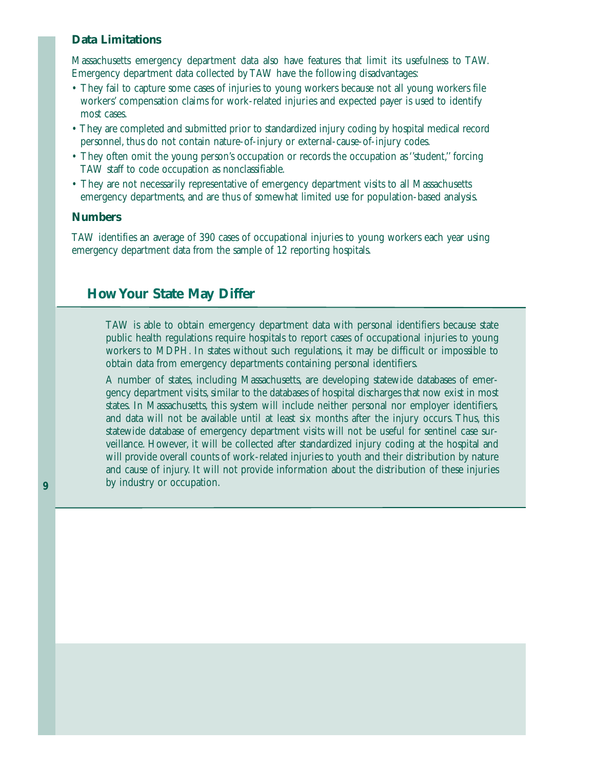### Data Limitations

Massachusetts emergency department data also have features that limit its usefulness to TAW. Emergency department data collected by TAW have the following disadvantages:

- They fail to capture some cases of injuries to young workers because not all young workers file workers' compensation claims for work-related injuries and expected payer is used to identify most cases.
- They are completed and submitted prior to standardized injury coding by hospital medical record personnel, thus do not contain nature-of-injury or external-cause-of-injury codes.
- They often omit the young person's occupation or records the occupation as ''student,'' forcing TAW staff to code occupation as nonclassifiable.
- They are not necessarily representative of emergency department visits to all Massachusetts emergency departments, and are thus of somewhat limited use for population-based analysis.

### Numbers

TAW identifies an average of 390 cases of occupational injuries to young workers each year using emergency department data from the sample of 12 reporting hospitals.

## How Your State May Differ

TAW is able to obtain emergency department data with personal identifiers because state public health regulations require hospitals to report cases of occupational injuries to young workers to MDPH. In states without such regulations, it may be difficult or impossible to obtain data from emergency departments containing personal identifiers.

A number of states, including Massachusetts, are developing statewide databases of emergency department visits, similar to the databases of hospital discharges that now exist in most states. In Massachusetts, this system will include neither personal nor employer identifiers, and data will not be available until at least six months after the injury occurs. Thus, this statewide database of emergency department visits will not be useful for sentinel case surveillance. However, it will be collected after standardized injury coding at the hospital and will provide overall counts of work-related injuries to youth and their distribution by nature and cause of injury. It will not provide information about the distribution of these injuries by industry or occupation.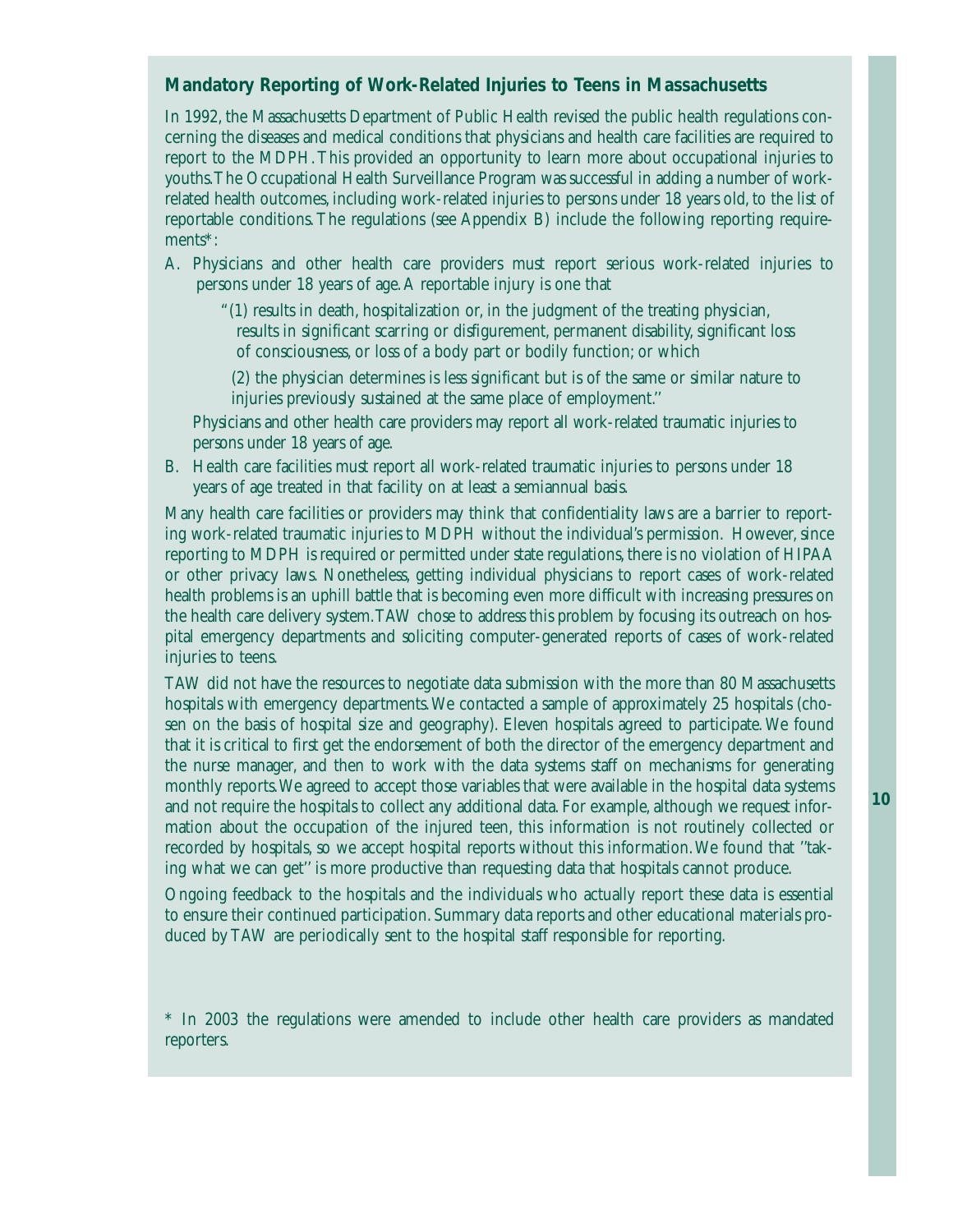## Mandatory Reporting of Work-Related Injuries to Teens in Massachusetts

In 1992, the Massachusetts Department of Public Health revised the public health regulations concerning the diseases and medical conditions that physicians and health care facilities are required to report to the MDPH. This provided an opportunity to learn more about occupational injuries to youths. The Occupational Health Surveillance Program was successful in adding a number of work-related health outcomes, including work-related injuries to persons under 18 years old, to the list of reportable conditions. The regulations (see Appendix B) include the following reporting requirements*:

A. Physicians and other health care providers must report serious work-related injuries to persons under 18 years of age. A reportable injury is one that

   "(1) results in death, hospitalization or, in the judgment of the treating physician, results in significant scarring or disfigurement, permanent disability, significant loss of consciousness, or loss of a body part or bodily function; or which

   (2) the physician determines is less significant but is of the same or similar nature to injuries previously sustained at the same place of employment."

   Physicians and other health care providers may report all work-related traumatic injuries to persons under 18 years of age.

B. Health care facilities must report all work-related traumatic injuries to persons under 18 years of age treated in that facility on at least a semiannual basis.

Many health care facilities or providers may think that confidentiality laws are a barrier to reporting work-related traumatic injuries to MDPH without the individual's permission. However, since reporting to MDPH is required or permitted under state regulations, there is no violation of HIPAA or other privacy laws. Nonetheless, getting individual physicians to report cases of work-related health problems is an uphill battle that is becoming even more difficult with increasing pressures on the health care delivery system. TAW chose to address this problem by focusing its outreach on hospital emergency departments and soliciting computer-generated reports of cases of work-related injuries to teens.

TAW did not have the resources to negotiate data submission with the more than 80 Massachusetts hospitals with emergency departments. We contacted a sample of approximately 25 hospitals (chosen on the basis of hospital size and geography). Eleven hospitals agreed to participate. We found that it is critical to first get the endorsement of both the director of the emergency department and the nurse manager, and then to work with the data systems staff on mechanisms for generating monthly reports. We agreed to accept those variables that were available in the hospital data systems and not require the hospitals to collect any additional data. For example, although we request information about the occupation of the injured teen, this information is not routinely collected or recorded by hospitals, so we accept hospital reports without this information. We found that "taking what we can get" is more productive than requesting data that hospitals cannot produce.

Ongoing feedback to the hospitals and the individuals who actually report these data is essential to ensure their continued participation. Summary data reports and other educational materials produced by TAW are periodically sent to the hospital staff responsible for reporting.

* In 2003 the regulations were amended to include other health care providers as mandated reporters.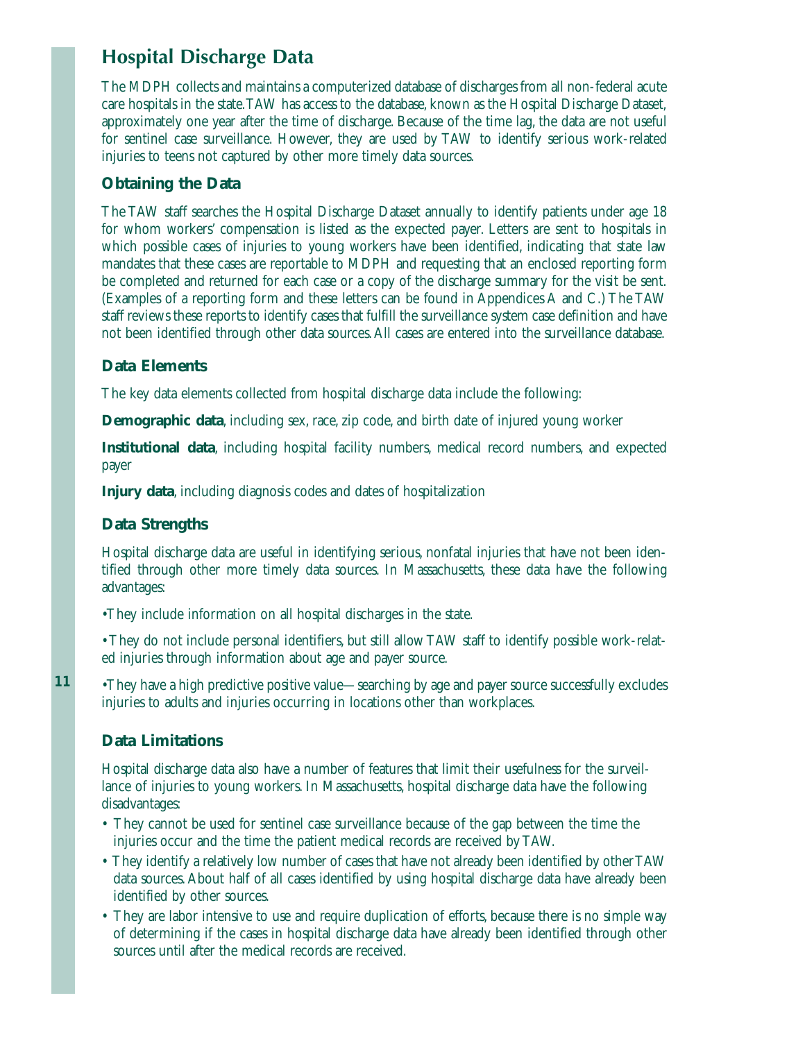## Hospital Discharge Data

The MDPH collects and maintains a computerized database of discharges from all non-federal acute care hospitals in the state. TAW has access to the database, known as the Hospital Discharge Dataset, approximately one year after the time of discharge. Because of the time lag, the data are not useful for sentinel case surveillance. However, they are used by TAW to identify serious work-related injuries to teens not captured by other more timely data sources.

### Obtaining the Data

The TAW staff searches the Hospital Discharge Dataset annually to identify patients under age 18 for whom workers' compensation is listed as the expected payer. Letters are sent to hospitals in which possible cases of injuries to young workers have been identified, indicating that state law mandates that these cases are reportable to MDPH and requesting that an enclosed reporting form be completed and returned for each case or a copy of the discharge summary for the visit be sent. (Examples of a reporting form and these letters can be found in Appendices A and C.) The TAW staff reviews these reports to identify cases that fulfill the surveillance system case definition and have not been identified through other data sources. All cases are entered into the surveillance database.

### Data Elements

The key data elements collected from hospital discharge data include the following:

**Demographic data**, including sex, race, zip code, and birth date of injured young worker

**Institutional data**, including hospital facility numbers, medical record numbers, and expected payer

**Injury data**, including diagnosis codes and dates of hospitalization

### Data Strengths

Hospital discharge data are useful in identifying serious, nonfatal injuries that have not been identified through other more timely data sources. In Massachusetts, these data have the following advantages:

- They include information on all hospital discharges in the state.
- They do not include personal identifiers, but still allow TAW staff to identify possible work-related injuries through information about age and payer source.
- They have a high predictive positive value—searching by age and payer source successfully excludes injuries to adults and injuries occurring in locations other than workplaces.

### Data Limitations

Hospital discharge data also have a number of features that limit their usefulness for the surveillance of injuries to young workers. In Massachusetts, hospital discharge data have the following disadvantages:

- They cannot be used for sentinel case surveillance because of the gap between the time the injuries occur and the time the patient medical records are received by TAW.
- They identify a relatively low number of cases that have not already been identified by other TAW data sources. About half of all cases identified by using hospital discharge data have already been identified by other sources.
- They are labor intensive to use and require duplication of efforts, because there is no simple way of determining if the cases in hospital discharge data have already been identified through other sources until after the medical records are received.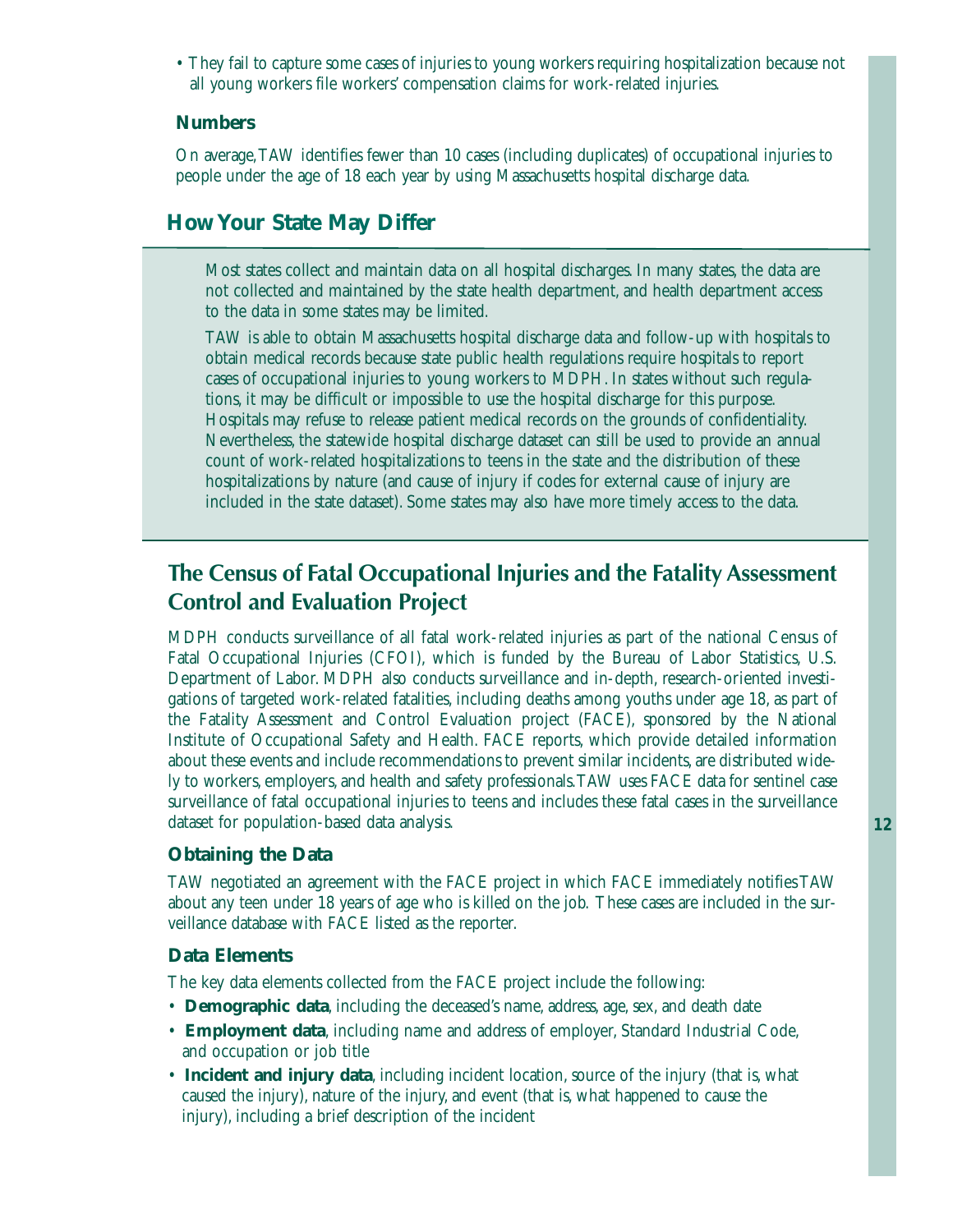- They fail to capture some cases of injuries to young workers requiring hospitalization because not all young workers file workers' compensation claims for work-related injuries.

### Numbers

On average, TAW identifies fewer than 10 cases (including duplicates) of occupational injuries to people under the age of 18 each year by using Massachusetts hospital discharge data.

## How Your State May Differ

Most states collect and maintain data on all hospital discharges. In many states, the data are not collected and maintained by the state health department, and health department access to the data in some states may be limited.

TAW is able to obtain Massachusetts hospital discharge data and follow-up with hospitals to obtain medical records because state public health regulations require hospitals to report cases of occupational injuries to young workers to MDPH. In states without such regulations, it may be difficult or impossible to use the hospital discharge for this purpose. Hospitals may refuse to release patient medical records on the grounds of confidentiality. Nevertheless, the statewide hospital discharge dataset can still be used to provide an annual count of work-related hospitalizations to teens in the state and the distribution of these hospitalizations by nature (and cause of injury if codes for external cause of injury are included in the state dataset). Some states may also have more timely access to the data.

## The Census of Fatal Occupational Injuries and the Fatality Assessment Control and Evaluation Project

MDPH conducts surveillance of all fatal work-related injuries as part of the national Census of Fatal Occupational Injuries (CFOI), which is funded by the Bureau of Labor Statistics, U.S. Department of Labor. MDPH also conducts surveillance and in-depth, research-oriented investigations of targeted work-related fatalities, including deaths among youths under age 18, as part of the Fatality Assessment and Control Evaluation project (FACE), sponsored by the National Institute of Occupational Safety and Health. FACE reports, which provide detailed information about these events and include recommendations to prevent similar incidents, are distributed widely to workers, employers, and health and safety professionals. TAW uses FACE data for sentinel case surveillance of fatal occupational injuries to teens and includes these fatal cases in the surveillance dataset for population-based data analysis.

### Obtaining the Data

TAW negotiated an agreement with the FACE project in which FACE immediately notifies TAW about any teen under 18 years of age who is killed on the job. These cases are included in the surveillance database with FACE listed as the reporter.

### Data Elements

The key data elements collected from the FACE project include the following:

- **Demographic data**, including the deceased's name, address, age, sex, and death date
- **Employment data**, including name and address of employer, Standard Industrial Code, and occupation or job title
- **Incident and injury data**, including incident location, source of the injury (that is, what caused the injury), nature of the injury, and event (that is, what happened to cause the injury), including a brief description of the incident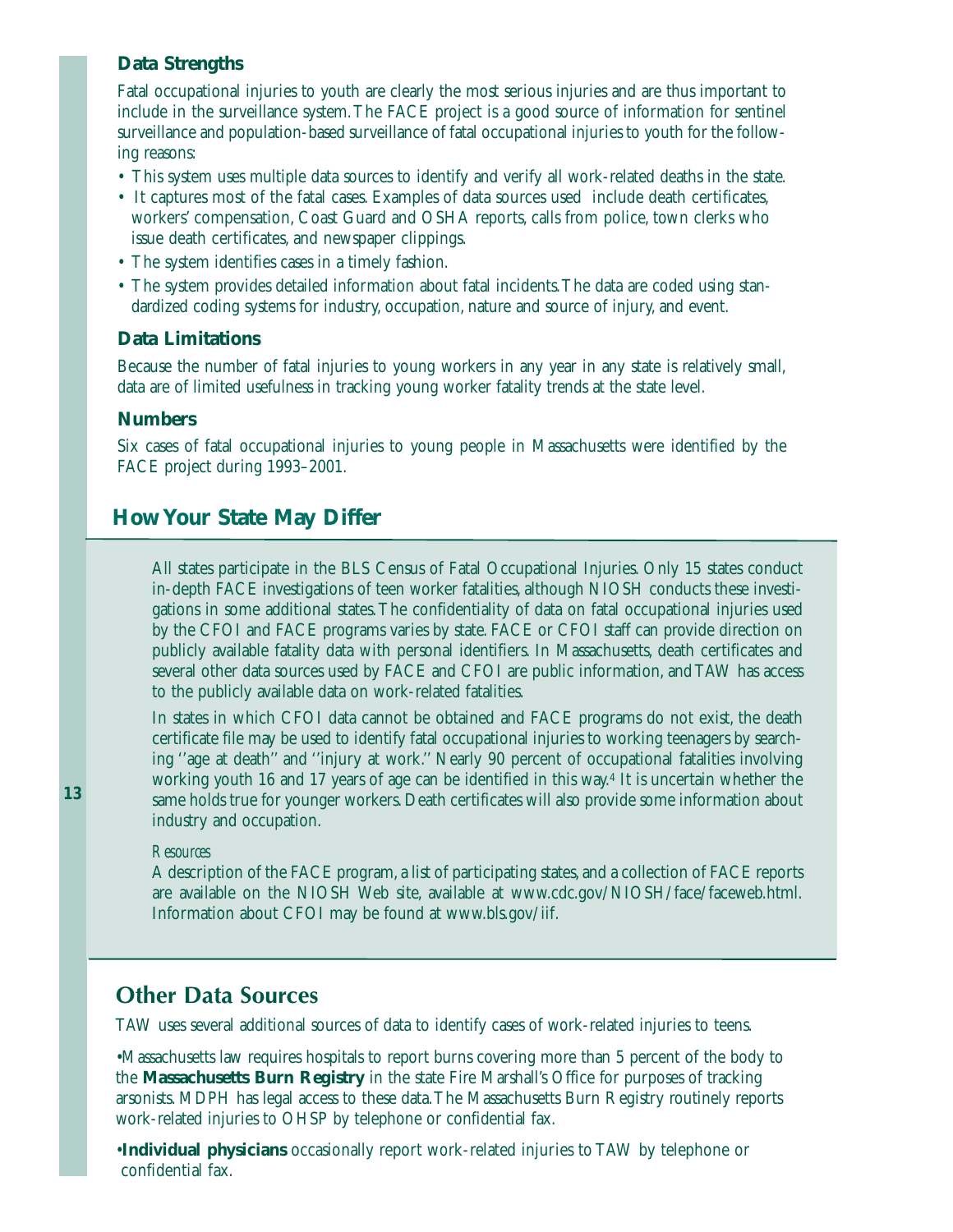### Data Strengths

Fatal occupational injuries to youth are clearly the most serious injuries and are thus important to include in the surveillance system. The FACE project is a good source of information for sentinel surveillance and population-based surveillance of fatal occupational injuries to youth for the following reasons:

- This system uses multiple data sources to identify and verify all work-related deaths in the state.
- It captures most of the fatal cases. Examples of data sources used include death certificates, workers' compensation, Coast Guard and OSHA reports, calls from police, town clerks who issue death certificates, and newspaper clippings.
- The system identifies cases in a timely fashion.
- The system provides detailed information about fatal incidents. The data are coded using standardized coding systems for industry, occupation, nature and source of injury, and event.

### Data Limitations

Because the number of fatal injuries to young workers in any year in any state is relatively small, data are of limited usefulness in tracking young worker fatality trends at the state level.

### Numbers

Six cases of fatal occupational injuries to young people in Massachusetts were identified by the FACE project during 1993–2001.

## How Your State May Differ

All states participate in the BLS Census of Fatal Occupational Injuries. Only 15 states conduct in-depth FACE investigations of teen worker fatalities, although NIOSH conducts these investigations in some additional states. The confidentiality of data on fatal occupational injuries used by the CFOI and FACE programs varies by state. FACE or CFOI staff can provide direction on publicly available fatality data with personal identifiers. In Massachusetts, death certificates and several other data sources used by FACE and CFOI are public information, and TAW has access to the publicly available data on work-related fatalities.

In states in which CFOI data cannot be obtained and FACE programs do not exist, the death certificate file may be used to identify fatal occupational injuries to working teenagers by searching ''age at death'' and ''injury at work.'' Nearly 90 percent of occupational fatalities involving working youth 16 and 17 years of age can be identified in this way.[4] It is uncertain whether the same holds true for younger workers. Death certificates will also provide some information about industry and occupation.

*Resources*

A description of the FACE program, a list of participating states, and a collection of FACE reports are available on the NIOSH Web site, available at www.cdc.gov/NIOSH/face/faceweb.html. Information about CFOI may be found at www.bls.gov/iif.

## Other Data Sources

TAW uses several additional sources of data to identify cases of work-related injuries to teens.

- Massachusetts law requires hospitals to report burns covering more than 5 percent of the body to the **Massachusetts Burn Registry** in the state Fire Marshall's Office for purposes of tracking arsonists. MDPH has legal access to these data. The Massachusetts Burn Registry routinely reports work-related injuries to OHSP by telephone or confidential fax.
- **Individual physicians** occasionally report work-related injuries to TAW by telephone or confidential fax.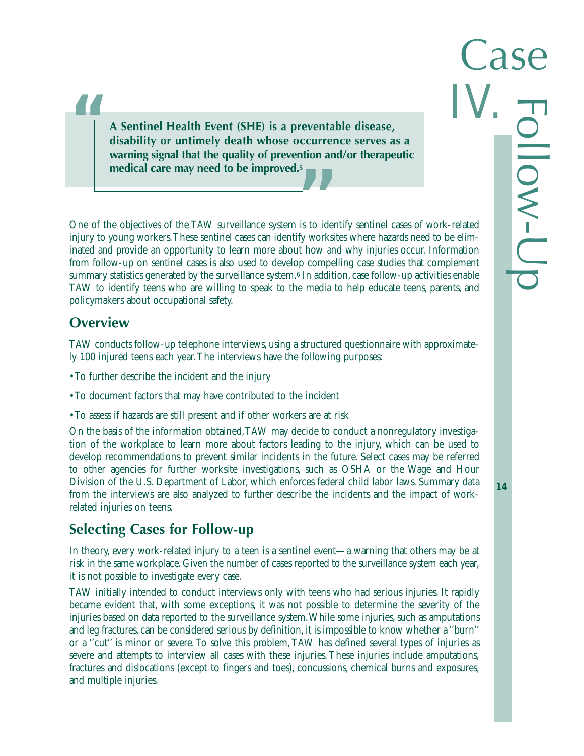# Case IV. Follow-Up

> **A Sentinel Health Event (SHE) is a preventable disease, disability or untimely death whose occurrence serves as a warning signal that the quality of prevention and/or therapeutic medical care may need to be improved.[5]**

One of the objectives of the TAW surveillance system is to identify sentinel cases of work-related injury to young workers. These sentinel cases can identify worksites where hazards need to be eliminated and provide an opportunity to learn more about how and why injuries occur. Information from follow-up on sentinel cases is also used to develop compelling case studies that complement summary statistics generated by the surveillance system.[6] In addition, case follow-up activities enable TAW to identify teens who are willing to speak to the media to help educate teens, parents, and policymakers about occupational safety.

## Overview

TAW conducts follow-up telephone interviews, using a structured questionnaire with approximately 100 injured teens each year. The interviews have the following purposes:

- To further describe the incident and the injury
- To document factors that may have contributed to the incident
- To assess if hazards are still present and if other workers are at risk

On the basis of the information obtained, TAW may decide to conduct a nonregulatory investigation of the workplace to learn more about factors leading to the injury, which can be used to develop recommendations to prevent similar incidents in the future. Select cases may be referred to other agencies for further worksite investigations, such as OSHA or the Wage and Hour Division of the U.S. Department of Labor, which enforces federal child labor laws. Summary data from the interviews are also analyzed to further describe the incidents and the impact of work-related injuries on teens.

## Selecting Cases for Follow-up

In theory, every work-related injury to a teen is a sentinel event—a warning that others may be at risk in the same workplace. Given the number of cases reported to the surveillance system each year, it is not possible to investigate every case.

TAW initially intended to conduct interviews only with teens who had serious injuries. It rapidly became evident that, with some exceptions, it was not possible to determine the severity of the injuries based on data reported to the surveillance system. While some injuries, such as amputations and leg fractures, can be considered serious by definition, it is impossible to know whether a ''burn'' or a ''cut'' is minor or severe. To solve this problem, TAW has defined several types of injuries as severe and attempts to interview all cases with these injuries. These injuries include amputations, fractures and dislocations (except to fingers and toes), concussions, chemical burns and exposures, and multiple injuries.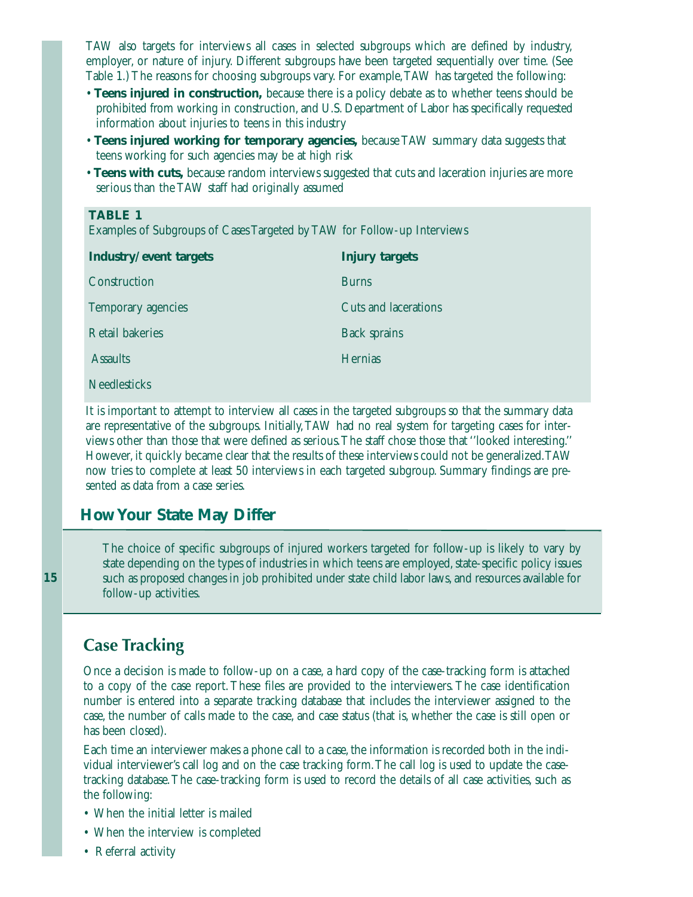TAW also targets for interviews all cases in selected subgroups which are defined by industry, employer, or nature of injury. Different subgroups have been targeted sequentially over time. (See Table 1.) The reasons for choosing subgroups vary. For example, TAW has targeted the following:

- **Teens injured in construction,** because there is a policy debate as to whether teens should be prohibited from working in construction, and U.S. Department of Labor has specifically requested information about injuries to teens in this industry
- **Teens injured working for temporary agencies,** because TAW summary data suggests that teens working for such agencies may be at high risk
- **Teens with cuts,** because random interviews suggested that cuts and laceration injuries are more serious than the TAW staff had originally assumed

**TABLE 1**

Examples of Subgroups of Cases Targeted by TAW for Follow-up Interviews

| Industry/event targets | Injury targets |
|---|---|
| Construction | Burns |
| Temporary agencies | Cuts and lacerations |
| Retail bakeries | Back sprains |
| Assaults | Hernias |
| Needlesticks | |

It is important to attempt to interview all cases in the targeted subgroups so that the summary data are representative of the subgroups. Initially, TAW had no real system for targeting cases for interviews other than those that were defined as serious. The staff chose those that ''looked interesting.'' However, it quickly became clear that the results of these interviews could not be generalized. TAW now tries to complete at least 50 interviews in each targeted subgroup. Summary findings are presented as data from a case series.

## How Your State May Differ

The choice of specific subgroups of injured workers targeted for follow-up is likely to vary by state depending on the types of industries in which teens are employed, state-specific policy issues such as proposed changes in job prohibited under state child labor laws, and resources available for follow-up activities.

## Case Tracking

Once a decision is made to follow-up on a case, a hard copy of the case-tracking form is attached to a copy of the case report. These files are provided to the interviewers. The case identification number is entered into a separate tracking database that includes the interviewer assigned to the case, the number of calls made to the case, and case status (that is, whether the case is still open or has been closed).

Each time an interviewer makes a phone call to a case, the information is recorded both in the individual interviewer's call log and on the case tracking form. The call log is used to update the case-tracking database. The case-tracking form is used to record the details of all case activities, such as the following:

- When the initial letter is mailed
- When the interview is completed
- Referral activity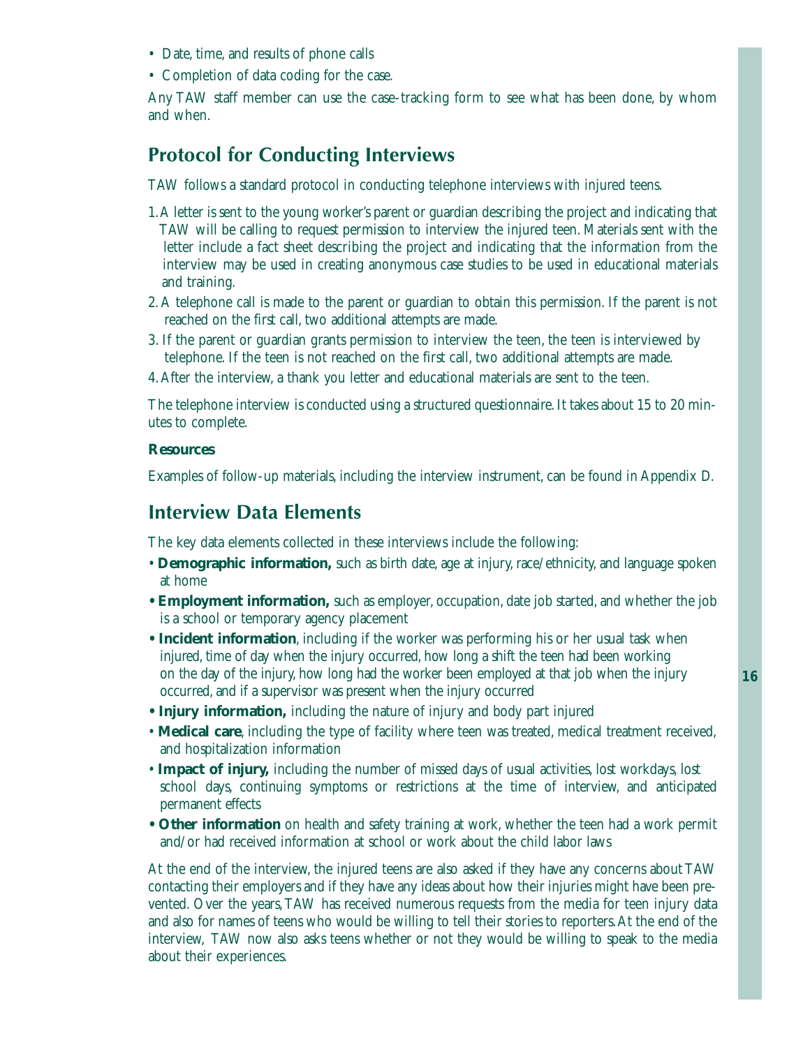- Date, time, and results of phone calls
- Completion of data coding for the case.

Any TAW staff member can use the case-tracking form to see what has been done, by whom and when.

## Protocol for Conducting Interviews

TAW follows a standard protocol in conducting telephone interviews with injured teens.

1. A letter is sent to the young worker's parent or guardian describing the project and indicating that TAW will be calling to request permission to interview the injured teen. Materials sent with the letter include a fact sheet describing the project and indicating that the information from the interview may be used in creating anonymous case studies to be used in educational materials and training.
2. A telephone call is made to the parent or guardian to obtain this permission. If the parent is not reached on the first call, two additional attempts are made.
3. If the parent or guardian grants permission to interview the teen, the teen is interviewed by telephone. If the teen is not reached on the first call, two additional attempts are made.
4. After the interview, a thank you letter and educational materials are sent to the teen.

The telephone interview is conducted using a structured questionnaire. It takes about 15 to 20 minutes to complete.

### Resources

Examples of follow-up materials, including the interview instrument, can be found in Appendix D.

## Interview Data Elements

The key data elements collected in these interviews include the following:

- **Demographic information,** such as birth date, age at injury, race/ethnicity, and language spoken at home
- **Employment information,** such as employer, occupation, date job started, and whether the job is a school or temporary agency placement
- **Incident information**, including if the worker was performing his or her usual task when injured, time of day when the injury occurred, how long a shift the teen had been working on the day of the injury, how long had the worker been employed at that job when the injury occurred, and if a supervisor was present when the injury occurred
- **Injury information,** including the nature of injury and body part injured
- **Medical care**, including the type of facility where teen was treated, medical treatment received, and hospitalization information
- **Impact of injury,** including the number of missed days of usual activities, lost workdays, lost school days, continuing symptoms or restrictions at the time of interview, and anticipated permanent effects
- **Other information** on health and safety training at work, whether the teen had a work permit and/or had received information at school or work about the child labor laws

At the end of the interview, the injured teens are also asked if they have any concerns about TAW contacting their employers and if they have any ideas about how their injuries might have been prevented. Over the years, TAW has received numerous requests from the media for teen injury data and also for names of teens who would be willing to tell their stories to reporters. At the end of the interview, TAW now also asks teens whether or not they would be willing to speak to the media about their experiences.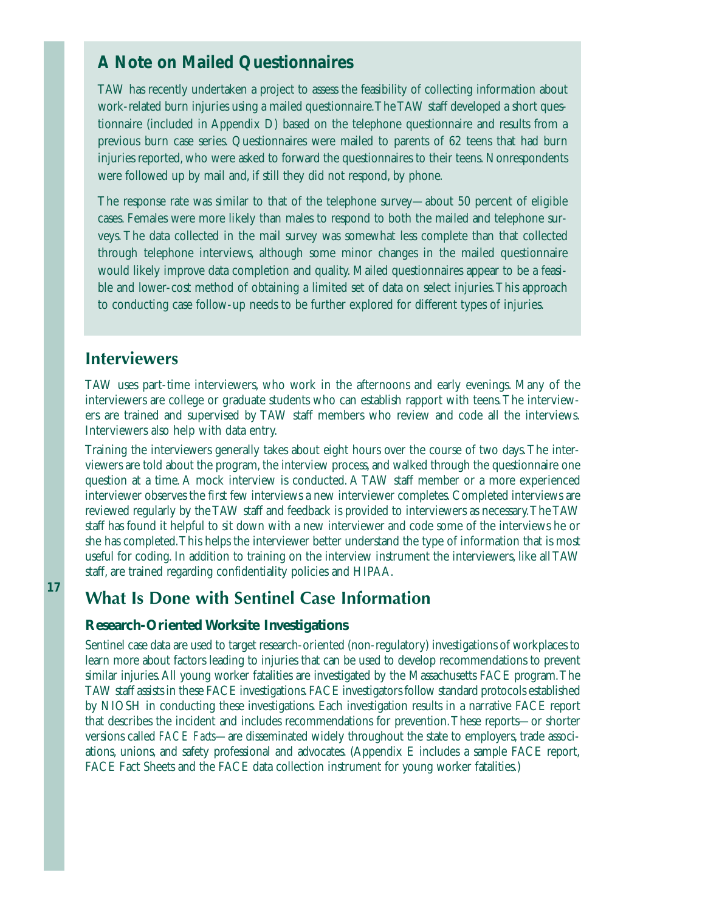## A Note on Mailed Questionnaires

TAW has recently undertaken a project to assess the feasibility of collecting information about work-related burn injuries using a mailed questionnaire. The TAW staff developed a short questionnaire (included in Appendix D) based on the telephone questionnaire and results from a previous burn case series. Questionnaires were mailed to parents of 62 teens that had burn injuries reported, who were asked to forward the questionnaires to their teens. Nonrespondents were followed up by mail and, if still they did not respond, by phone.

The response rate was similar to that of the telephone survey—about 50 percent of eligible cases. Females were more likely than males to respond to both the mailed and telephone surveys. The data collected in the mail survey was somewhat less complete than that collected through telephone interviews, although some minor changes in the mailed questionnaire would likely improve data completion and quality. Mailed questionnaires appear to be a feasible and lower-cost method of obtaining a limited set of data on select injuries. This approach to conducting case follow-up needs to be further explored for different types of injuries.

## Interviewers

TAW uses part-time interviewers, who work in the afternoons and early evenings. Many of the interviewers are college or graduate students who can establish rapport with teens. The interviewers are trained and supervised by TAW staff members who review and code all the interviews. Interviewers also help with data entry.

Training the interviewers generally takes about eight hours over the course of two days. The interviewers are told about the program, the interview process, and walked through the questionnaire one question at a time. A mock interview is conducted. A TAW staff member or a more experienced interviewer observes the first few interviews a new interviewer completes. Completed interviews are reviewed regularly by the TAW staff and feedback is provided to interviewers as necessary. The TAW staff has found it helpful to sit down with a new interviewer and code some of the interviews he or she has completed. This helps the interviewer better understand the type of information that is most useful for coding. In addition to training on the interview instrument the interviewers, like all TAW staff, are trained regarding confidentiality policies and HIPAA.

## What Is Done with Sentinel Case Information

### Research-Oriented Worksite Investigations

Sentinel case data are used to target research-oriented (non-regulatory) investigations of workplaces to learn more about factors leading to injuries that can be used to develop recommendations to prevent similar injuries. All young worker fatalities are investigated by the Massachusetts FACE program. The TAW staff assists in these FACE investigations. FACE investigators follow standard protocols established by NIOSH in conducting these investigations. Each investigation results in a narrative FACE report that describes the incident and includes recommendations for prevention. These reports—or shorter versions called *FACE Facts*—are disseminated widely throughout the state to employers, trade associations, unions, and safety professional and advocates. (Appendix E includes a sample FACE report, FACE Fact Sheets and the FACE data collection instrument for young worker fatalities.)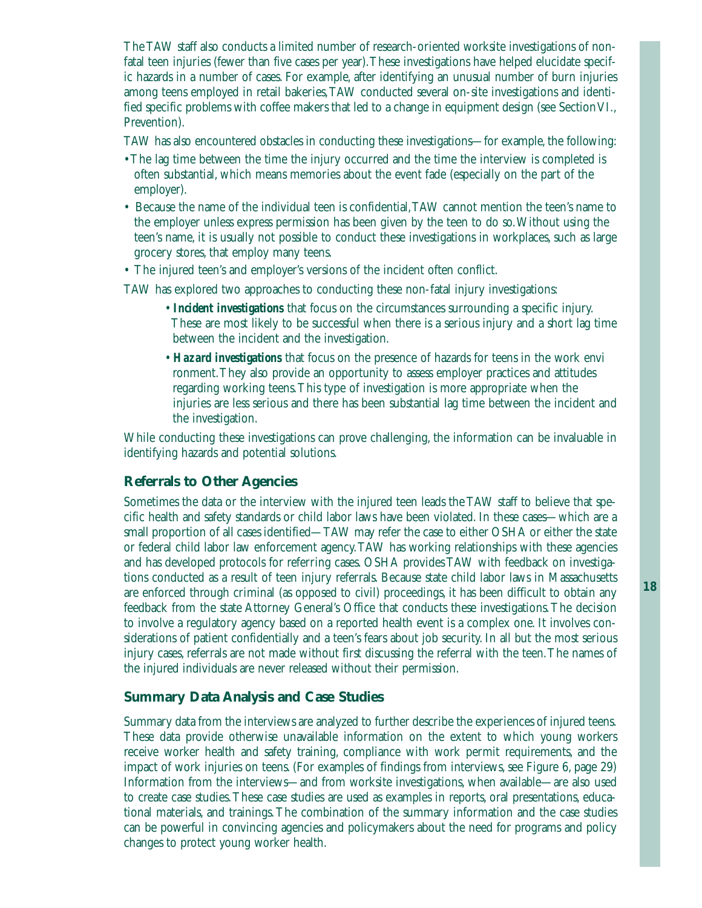The TAW staff also conducts a limited number of research-oriented worksite investigations of non-fatal teen injuries (fewer than five cases per year). These investigations have helped elucidate specific hazards in a number of cases. For example, after identifying an unusual number of burn injuries among teens employed in retail bakeries, TAW conducted several on-site investigations and identified specific problems with coffee makers that led to a change in equipment design (see Section VI., Prevention).

TAW has also encountered obstacles in conducting these investigations—for example, the following:

- The lag time between the time the injury occurred and the time the interview is completed is often substantial, which means memories about the event fade (especially on the part of the employer).
- Because the name of the individual teen is confidential, TAW cannot mention the teen's name to the employer unless express permission has been given by the teen to do so. Without using the teen's name, it is usually not possible to conduct these investigations in workplaces, such as large grocery stores, that employ many teens.
- The injured teen's and employer's versions of the incident often conflict.

TAW has explored two approaches to conducting these non-fatal injury investigations:

- ***Incident investigations*** that focus on the circumstances surrounding a specific injury. These are most likely to be successful when there is a serious injury and a short lag time between the incident and the investigation.
- ***Hazard investigations*** that focus on the presence of hazards for teens in the work environment. They also provide an opportunity to assess employer practices and attitudes regarding working teens. This type of investigation is more appropriate when the injuries are less serious and there has been substantial lag time between the incident and the investigation.

While conducting these investigations can prove challenging, the information can be invaluable in identifying hazards and potential solutions.

## Referrals to Other Agencies

Sometimes the data or the interview with the injured teen leads the TAW staff to believe that specific health and safety standards or child labor laws have been violated. In these cases—which are a small proportion of all cases identified—TAW may refer the case to either OSHA or either the state or federal child labor law enforcement agency. TAW has working relationships with these agencies and has developed protocols for referring cases. OSHA provides TAW with feedback on investigations conducted as a result of teen injury referrals. Because state child labor laws in Massachusetts are enforced through criminal (as opposed to civil) proceedings, it has been difficult to obtain any feedback from the state Attorney General's Office that conducts these investigations. The decision to involve a regulatory agency based on a reported health event is a complex one. It involves considerations of patient confidentially and a teen's fears about job security. In all but the most serious injury cases, referrals are not made without first discussing the referral with the teen. The names of the injured individuals are never released without their permission.

## Summary Data Analysis and Case Studies

Summary data from the interviews are analyzed to further describe the experiences of injured teens. These data provide otherwise unavailable information on the extent to which young workers receive worker health and safety training, compliance with work permit requirements, and the impact of work injuries on teens. (For examples of findings from interviews, see Figure 6, page 29) Information from the interviews—and from worksite investigations, when available—are also used to create case studies. These case studies are used as examples in reports, oral presentations, educational materials, and trainings. The combination of the summary information and the case studies can be powerful in convincing agencies and policymakers about the need for programs and policy changes to protect young worker health.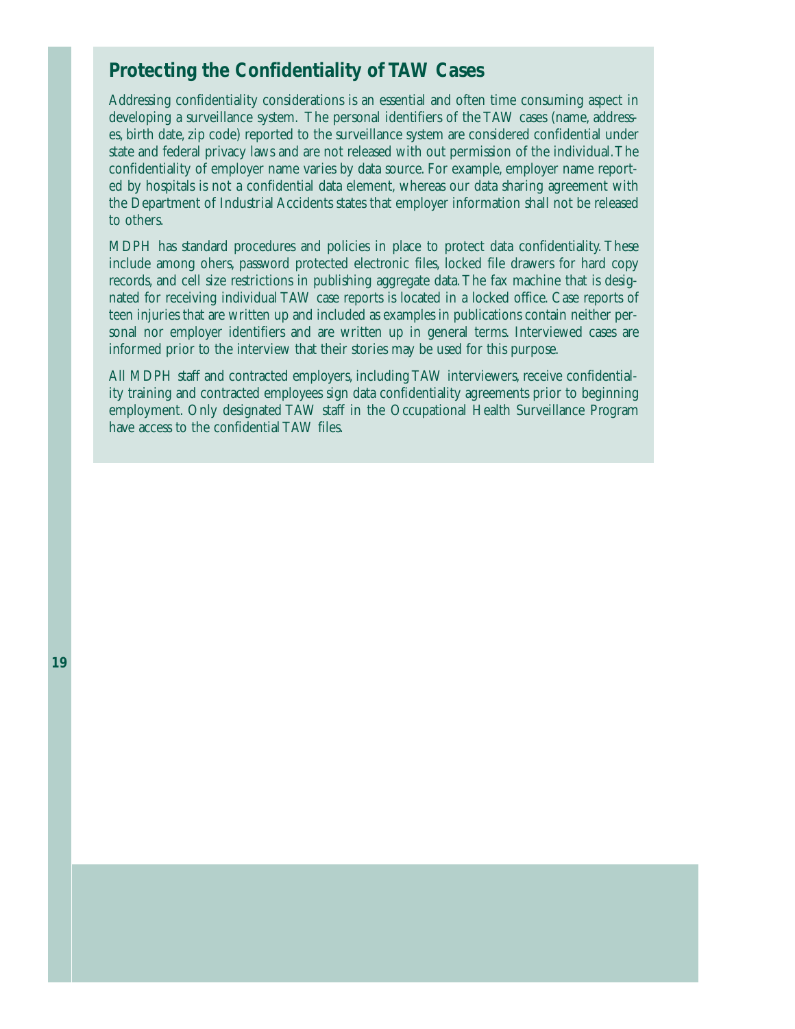## Protecting the Confidentiality of TAW Cases

Addressing confidentiality considerations is an essential and often time consuming aspect in developing a surveillance system. The personal identifiers of the TAW cases (name, addresses, birth date, zip code) reported to the surveillance system are considered confidential under state and federal privacy laws and are not released with out permission of the individual. The confidentiality of employer name varies by data source. For example, employer name reported by hospitals is not a confidential data element, whereas our data sharing agreement with the Department of Industrial Accidents states that employer information shall not be released to others.

MDPH has standard procedures and policies in place to protect data confidentiality. These include among ohers, password protected electronic files, locked file drawers for hard copy records, and cell size restrictions in publishing aggregate data. The fax machine that is designated for receiving individual TAW case reports is located in a locked office. Case reports of teen injuries that are written up and included as examples in publications contain neither personal nor employer identifiers and are written up in general terms. Interviewed cases are informed prior to the interview that their stories may be used for this purpose.

All MDPH staff and contracted employers, including TAW interviewers, receive confidentiality training and contracted employees sign data confidentiality agreements prior to beginning employment. Only designated TAW staff in the Occupational Health Surveillance Program have access to the confidential TAW files.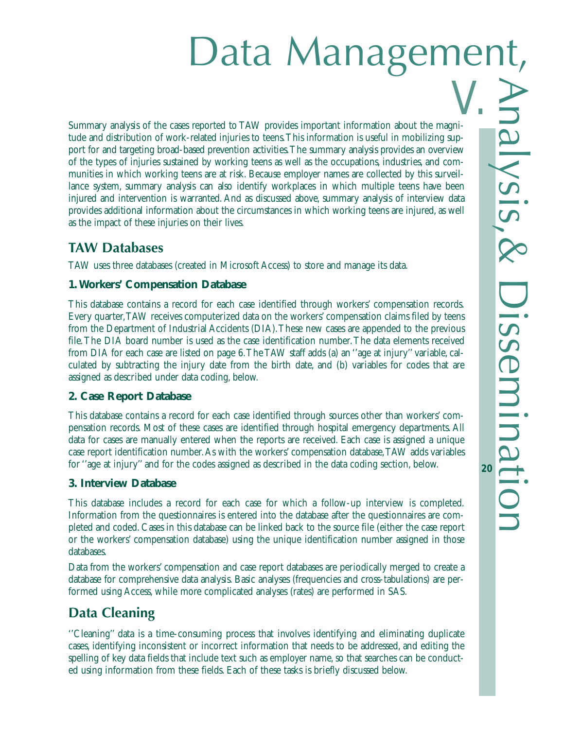# V. Data Management, Analysis, & Dissemination

Summary analysis of the cases reported to TAW provides important information about the magnitude and distribution of work-related injuries to teens. This information is useful in mobilizing support for and targeting broad-based prevention activities. The summary analysis provides an overview of the types of injuries sustained by working teens as well as the occupations, industries, and communities in which working teens are at risk. Because employer names are collected by this surveillance system, summary analysis can also identify workplaces in which multiple teens have been injured and intervention is warranted. And as discussed above, summary analysis of interview data provides additional information about the circumstances in which working teens are injured, as well as the impact of these injuries on their lives.

## TAW Databases

TAW uses three databases (created in Microsoft Access) to store and manage its data.

### 1. Workers' Compensation Database

This database contains a record for each case identified through workers' compensation records. Every quarter, TAW receives computerized data on the workers' compensation claims filed by teens from the Department of Industrial Accidents (DIA). These new cases are appended to the previous file. The DIA board number is used as the case identification number. The data elements received from DIA for each case are listed on page 6. The TAW staff adds (a) an ''age at injury'' variable, calculated by subtracting the injury date from the birth date, and (b) variables for codes that are assigned as described under data coding, below.

### 2. Case Report Database

This database contains a record for each case identified through sources other than workers' compensation records. Most of these cases are identified through hospital emergency departments. All data for cases are manually entered when the reports are received. Each case is assigned a unique case report identification number. As with the workers' compensation database, TAW adds variables for ''age at injury'' and for the codes assigned as described in the data coding section, below.

### 3. Interview Database

This database includes a record for each case for which a follow-up interview is completed. Information from the questionnaires is entered into the database after the questionnaires are completed and coded. Cases in this database can be linked back to the source file (either the case report or the workers' compensation database) using the unique identification number assigned in those databases.

Data from the workers' compensation and case report databases are periodically merged to create a database for comprehensive data analysis. Basic analyses (frequencies and cross-tabulations) are performed using Access, while more complicated analyses (rates) are performed in SAS.

## Data Cleaning

''Cleaning'' data is a time-consuming process that involves identifying and eliminating duplicate cases, identifying inconsistent or incorrect information that needs to be addressed, and editing the spelling of key data fields that include text such as employer name, so that searches can be conducted using information from these fields. Each of these tasks is briefly discussed below.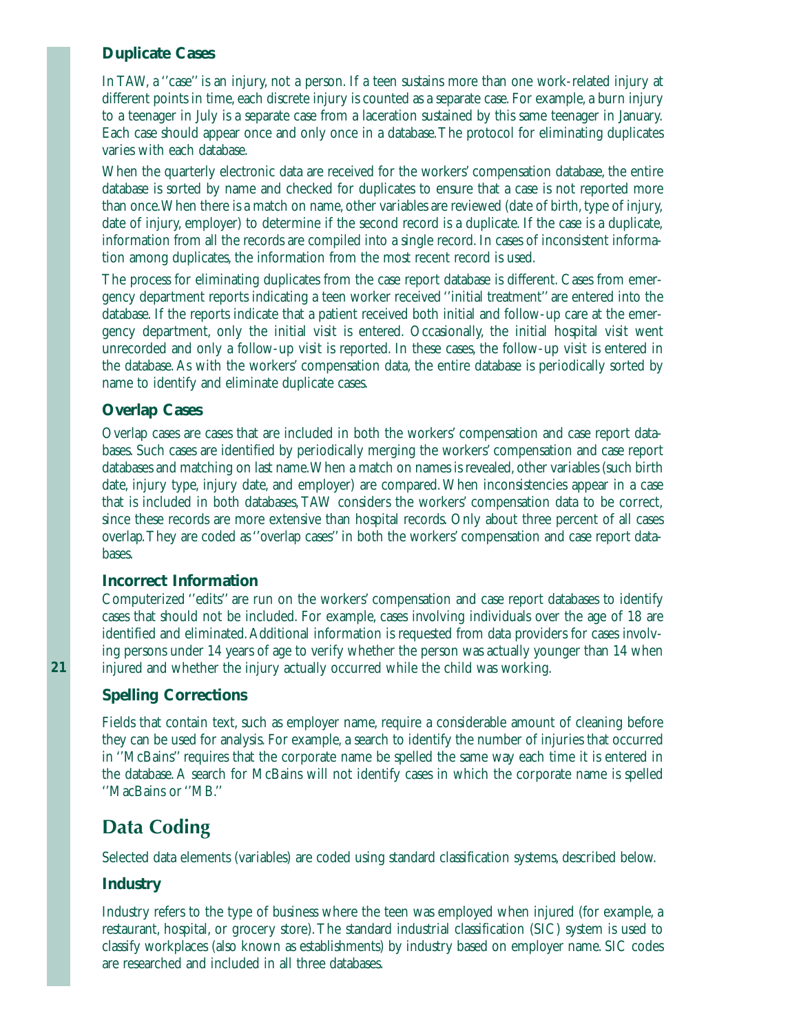### Duplicate Cases

In TAW, a ''case'' is an injury, not a person. If a teen sustains more than one work-related injury at different points in time, each discrete injury is counted as a separate case. For example, a burn injury to a teenager in July is a separate case from a laceration sustained by this same teenager in January. Each case should appear once and only once in a database. The protocol for eliminating duplicates varies with each database.

When the quarterly electronic data are received for the workers' compensation database, the entire database is sorted by name and checked for duplicates to ensure that a case is not reported more than once. When there is a match on name, other variables are reviewed (date of birth, type of injury, date of injury, employer) to determine if the second record is a duplicate. If the case is a duplicate, information from all the records are compiled into a single record. In cases of inconsistent information among duplicates, the information from the most recent record is used.

The process for eliminating duplicates from the case report database is different. Cases from emergency department reports indicating a teen worker received ''initial treatment'' are entered into the database. If the reports indicate that a patient received both initial and follow-up care at the emergency department, only the initial visit is entered. Occasionally, the initial hospital visit went unrecorded and only a follow-up visit is reported. In these cases, the follow-up visit is entered in the database. As with the workers' compensation data, the entire database is periodically sorted by name to identify and eliminate duplicate cases.

### Overlap Cases

Overlap cases are cases that are included in both the workers' compensation and case report databases. Such cases are identified by periodically merging the workers' compensation and case report databases and matching on last name. When a match on names is revealed, other variables (such birth date, injury type, injury date, and employer) are compared. When inconsistencies appear in a case that is included in both databases, TAW considers the workers' compensation data to be correct, since these records are more extensive than hospital records. Only about three percent of all cases overlap. They are coded as ''overlap cases'' in both the workers' compensation and case report databases.

### Incorrect Information

Computerized ''edits'' are run on the workers' compensation and case report databases to identify cases that should not be included. For example, cases involving individuals over the age of 18 are identified and eliminated. Additional information is requested from data providers for cases involving persons under 14 years of age to verify whether the person was actually younger than 14 when injured and whether the injury actually occurred while the child was working.

### Spelling Corrections

Fields that contain text, such as employer name, require a considerable amount of cleaning before they can be used for analysis. For example, a search to identify the number of injuries that occurred in ''McBains'' requires that the corporate name be spelled the same way each time it is entered in the database. A search for McBains will not identify cases in which the corporate name is spelled ''MacBains or ''MB.''

## Data Coding

Selected data elements (variables) are coded using standard classification systems, described below.

### Industry

Industry refers to the type of business where the teen was employed when injured (for example, a restaurant, hospital, or grocery store). The standard industrial classification (SIC) system is used to classify workplaces (also known as establishments) by industry based on employer name. SIC codes are researched and included in all three databases.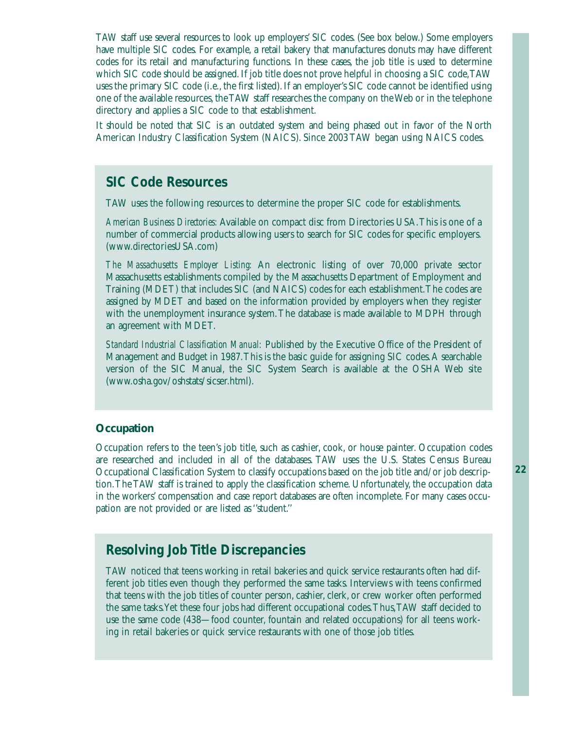TAW staff use several resources to look up employers' SIC codes. (See box below.) Some employers have multiple SIC codes. For example, a retail bakery that manufactures donuts may have different codes for its retail and manufacturing functions. In these cases, the job title is used to determine which SIC code should be assigned. If job title does not prove helpful in choosing a SIC code, TAW uses the primary SIC code (i.e., the first listed). If an employer's SIC code cannot be identified using one of the available resources, the TAW staff researches the company on the Web or in the telephone directory and applies a SIC code to that establishment.

It should be noted that SIC is an outdated system and being phased out in favor of the North American Industry Classification System (NAICS). Since 2003 TAW began using NAICS codes.

## SIC Code Resources

TAW uses the following resources to determine the proper SIC code for establishments.

*American Business Directories:* Available on compact disc from Directories USA. This is one of a number of commercial products allowing users to search for SIC codes for specific employers. (www.directoriesUSA.com)

*The Massachusetts Employer Listing:* An electronic listing of over 70,000 private sector Massachusetts establishments compiled by the Massachusetts Department of Employment and Training (MDET) that includes SIC (and NAICS) codes for each establishment. The codes are assigned by MDET and based on the information provided by employers when they register with the unemployment insurance system. The database is made available to MDPH through an agreement with MDET.

*Standard Industrial Classification Manual:* Published by the Executive Office of the President of Management and Budget in 1987. This is the basic guide for assigning SIC codes. A searchable version of the SIC Manual, the SIC System Search is available at the OSHA Web site (www.osha.gov/oshstats/sicser.html).

### Occupation

Occupation refers to the teen's job title, such as cashier, cook, or house painter. Occupation codes are researched and included in all of the databases. TAW uses the U.S. States Census Bureau Occupational Classification System to classify occupations based on the job title and/or job description. The TAW staff is trained to apply the classification scheme. Unfortunately, the occupation data in the workers' compensation and case report databases are often incomplete. For many cases occupation are not provided or are listed as "student."

## Resolving Job Title Discrepancies

TAW noticed that teens working in retail bakeries and quick service restaurants often had different job titles even though they performed the same tasks. Interviews with teens confirmed that teens with the job titles of counter person, cashier, clerk, or crew worker often performed the same tasks. Yet these four jobs had different occupational codes. Thus, TAW staff decided to use the same code (438—food counter, fountain and related occupations) for all teens working in retail bakeries or quick service restaurants with one of those job titles.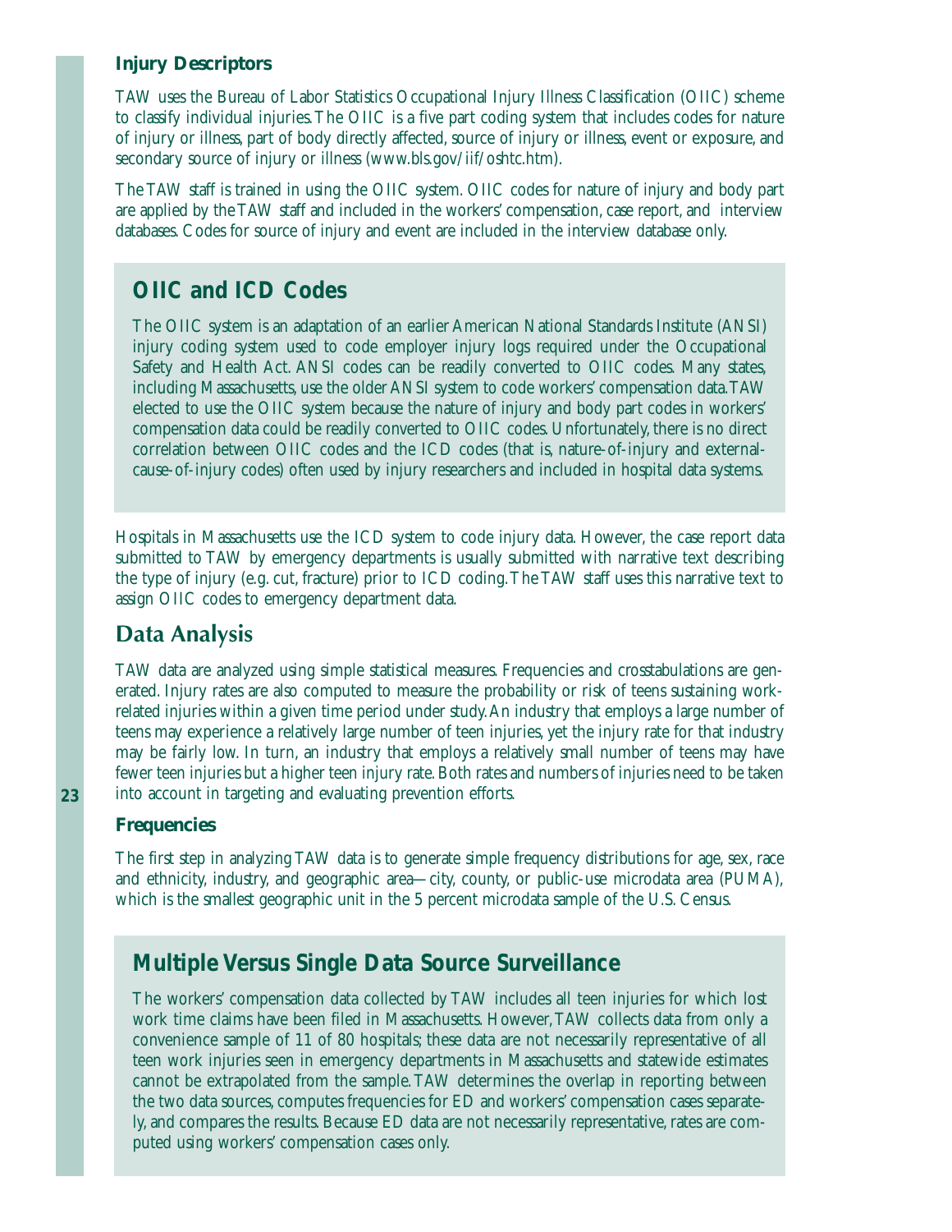### Injury Descriptors

TAW uses the Bureau of Labor Statistics Occupational Injury Illness Classification (OIIC) scheme to classify individual injuries. The OIIC is a five part coding system that includes codes for nature of injury or illness, part of body directly affected, source of injury or illness, event or exposure, and secondary source of injury or illness (www.bls.gov/iif/oshtc.htm).

The TAW staff is trained in using the OIIC system. OIIC codes for nature of injury and body part are applied by the TAW staff and included in the workers' compensation, case report, and interview databases. Codes for source of injury and event are included in the interview database only.

> **OIIC and ICD Codes**
>
> The OIIC system is an adaptation of an earlier American National Standards Institute (ANSI) injury coding system used to code employer injury logs required under the Occupational Safety and Health Act. ANSI codes can be readily converted to OIIC codes. Many states, including Massachusetts, use the older ANSI system to code workers' compensation data. TAW elected to use the OIIC system because the nature of injury and body part codes in workers' compensation data could be readily converted to OIIC codes. Unfortunately, there is no direct correlation between OIIC codes and the ICD codes (that is, nature-of-injury and external-cause-of-injury codes) often used by injury researchers and included in hospital data systems.

Hospitals in Massachusetts use the ICD system to code injury data. However, the case report data submitted to TAW by emergency departments is usually submitted with narrative text describing the type of injury (e.g. cut, fracture) prior to ICD coding. The TAW staff uses this narrative text to assign OIIC codes to emergency department data.

## Data Analysis

TAW data are analyzed using simple statistical measures. Frequencies and crosstabulations are generated. Injury rates are also computed to measure the probability or risk of teens sustaining work-related injuries within a given time period under study. An industry that employs a large number of teens may experience a relatively large number of teen injuries, yet the injury rate for that industry may be fairly low. In turn, an industry that employs a relatively small number of teens may have fewer teen injuries but a higher teen injury rate. Both rates and numbers of injuries need to be taken into account in targeting and evaluating prevention efforts.

### Frequencies

The first step in analyzing TAW data is to generate simple frequency distributions for age, sex, race and ethnicity, industry, and geographic area—city, county, or public-use microdata area (PUMA), which is the smallest geographic unit in the 5 percent microdata sample of the U.S. Census.

> **Multiple Versus Single Data Source Surveillance**
>
> The workers' compensation data collected by TAW includes all teen injuries for which lost work time claims have been filed in Massachusetts. However, TAW collects data from only a convenience sample of 11 of 80 hospitals; these data are not necessarily representative of all teen work injuries seen in emergency departments in Massachusetts and statewide estimates cannot be extrapolated from the sample. TAW determines the overlap in reporting between the two data sources, computes frequencies for ED and workers' compensation cases separately, and compares the results. Because ED data are not necessarily representative, rates are computed using workers' compensation cases only.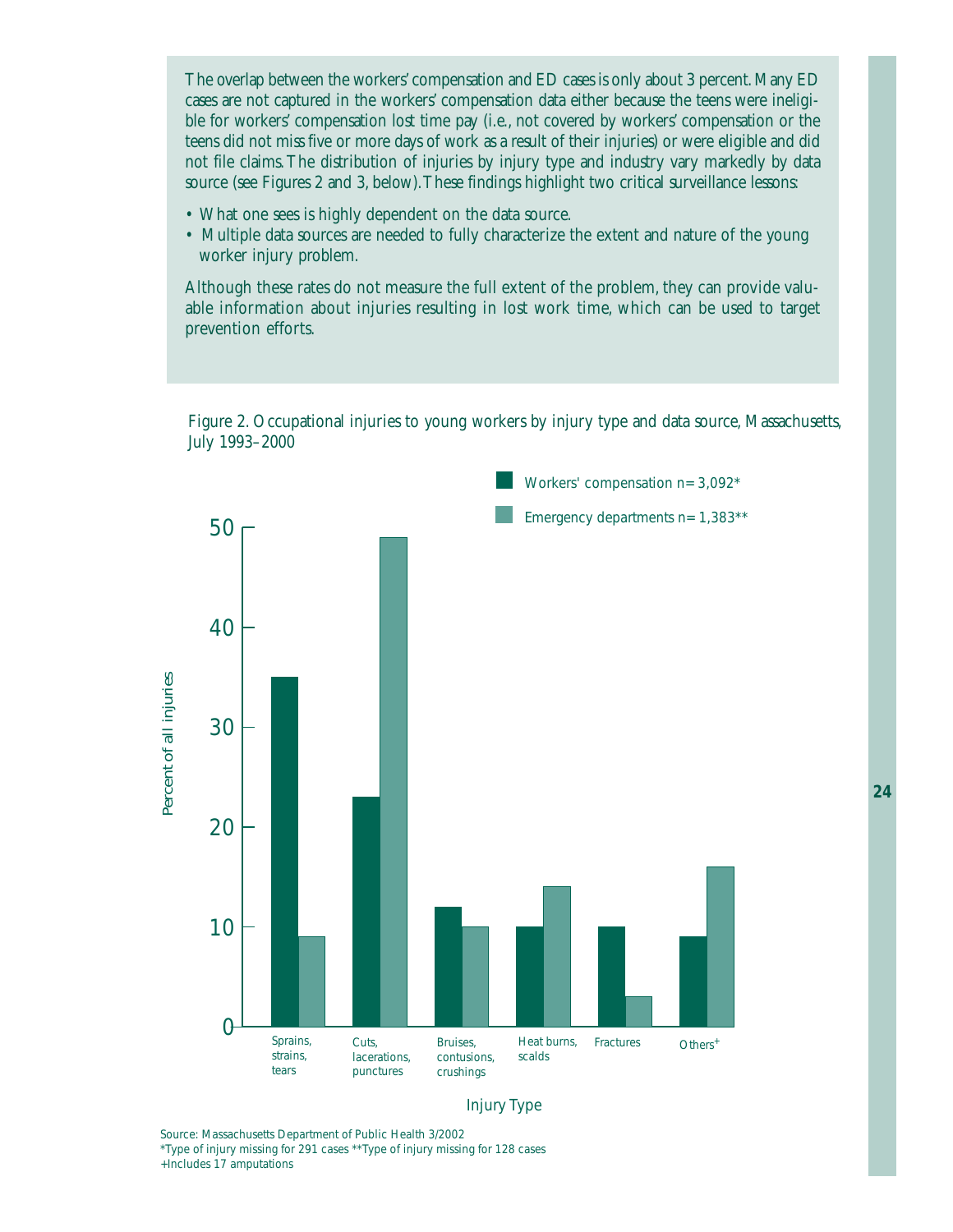The overlap between the workers' compensation and ED cases is only about 3 percent. Many ED cases are not captured in the workers' compensation data either because the teens were ineligible for workers' compensation lost time pay (i.e., not covered by workers' compensation or the teens did not miss five or more days of work as a result of their injuries) or were eligible and did not file claims. The distribution of injuries by injury type and industry vary markedly by data source (see Figures 2 and 3, below). These findings highlight two critical surveillance lessons:

- What one sees is highly dependent on the data source.
- Multiple data sources are needed to fully characterize the extent and nature of the young worker injury problem.

Although these rates do not measure the full extent of the problem, they can provide valuable information about injuries resulting in lost work time, which can be used to target prevention efforts.

Figure 2. Occupational injuries to young workers by injury type and data source, Massachusetts, July 1993–2000

| Injury Type | Workers' compensation n=3,092* (Percent of all injuries) | Emergency departments n=1,383** (Percent of all injuries) |
|---|---|---|
| Sprains, strains, tears | 35 | 9 |
| Cuts, lacerations, punctures | 23 | 49 |
| Bruises, contusions, crushings | 12 | 10 |
| Heat burns, scalds | 10 | 14 |
| Fractures | 10 | 3 |
| Others+ | 9 | 16 |

Source: Massachusetts Department of Public Health 3/2002
*Type of injury missing for 291 cases **Type of injury missing for 128 cases
+Includes 17 amputations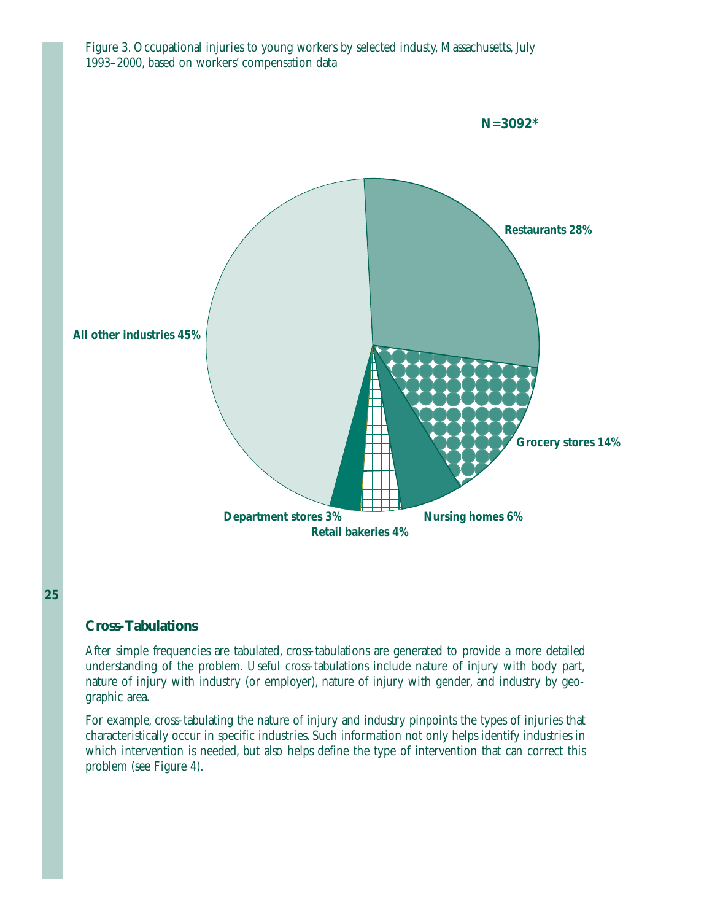Figure 3. Occupational injuries to young workers by selected industy, Massachusetts, July 1993–2000, based on workers' compensation data

N=3092*

Restaurants 28%

Grocery stores 14%

Nursing homes 6%

Retail bakeries 4%

Department stores 3%

All other industries 45%

## Cross-Tabulations

After simple frequencies are tabulated, cross-tabulations are generated to provide a more detailed understanding of the problem. Useful cross-tabulations include nature of injury with body part, nature of injury with industry (or employer), nature of injury with gender, and industry by geographic area.

For example, cross-tabulating the nature of injury and industry pinpoints the types of injuries that characteristically occur in specific industries. Such information not only helps identify industries in which intervention is needed, but also helps define the type of intervention that can correct this problem (see Figure 4).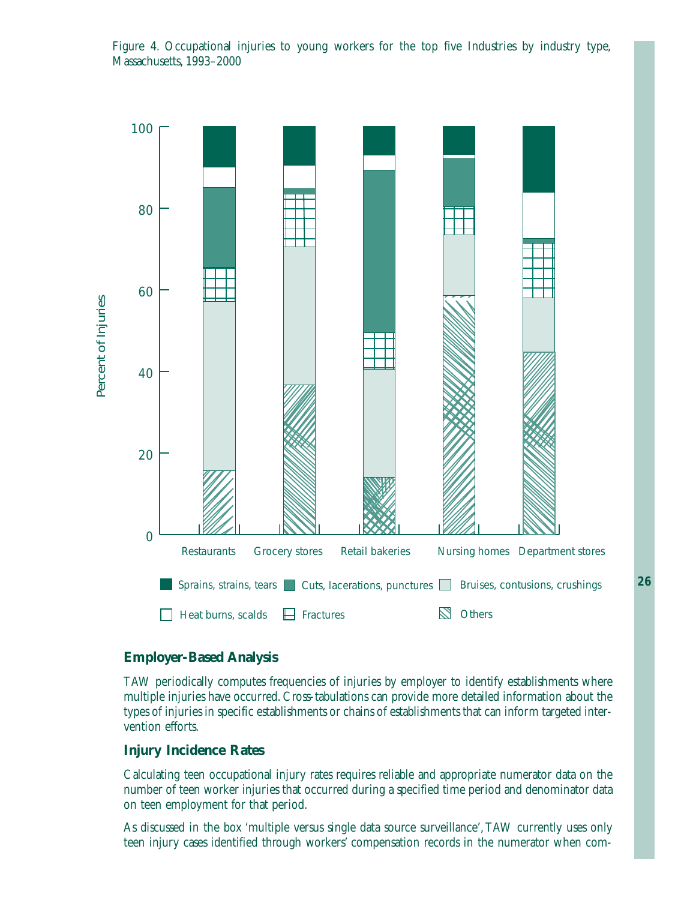Figure 4. Occupational injuries to young workers for the top five Industries by industry type, Massachusetts, 1993–2000

## Employer-Based Analysis

TAW periodically computes frequencies of injuries by employer to identify establishments where multiple injuries have occurred. Cross-tabulations can provide more detailed information about the types of injuries in specific establishments or chains of establishments that can inform targeted intervention efforts.

## Injury Incidence Rates

Calculating teen occupational injury rates requires reliable and appropriate numerator data on the number of teen worker injuries that occurred during a specified time period and denominator data on teen employment for that period.

As discussed in the box 'multiple versus single data source surveillance', TAW currently uses only teen injury cases identified through workers' compensation records in the numerator when com-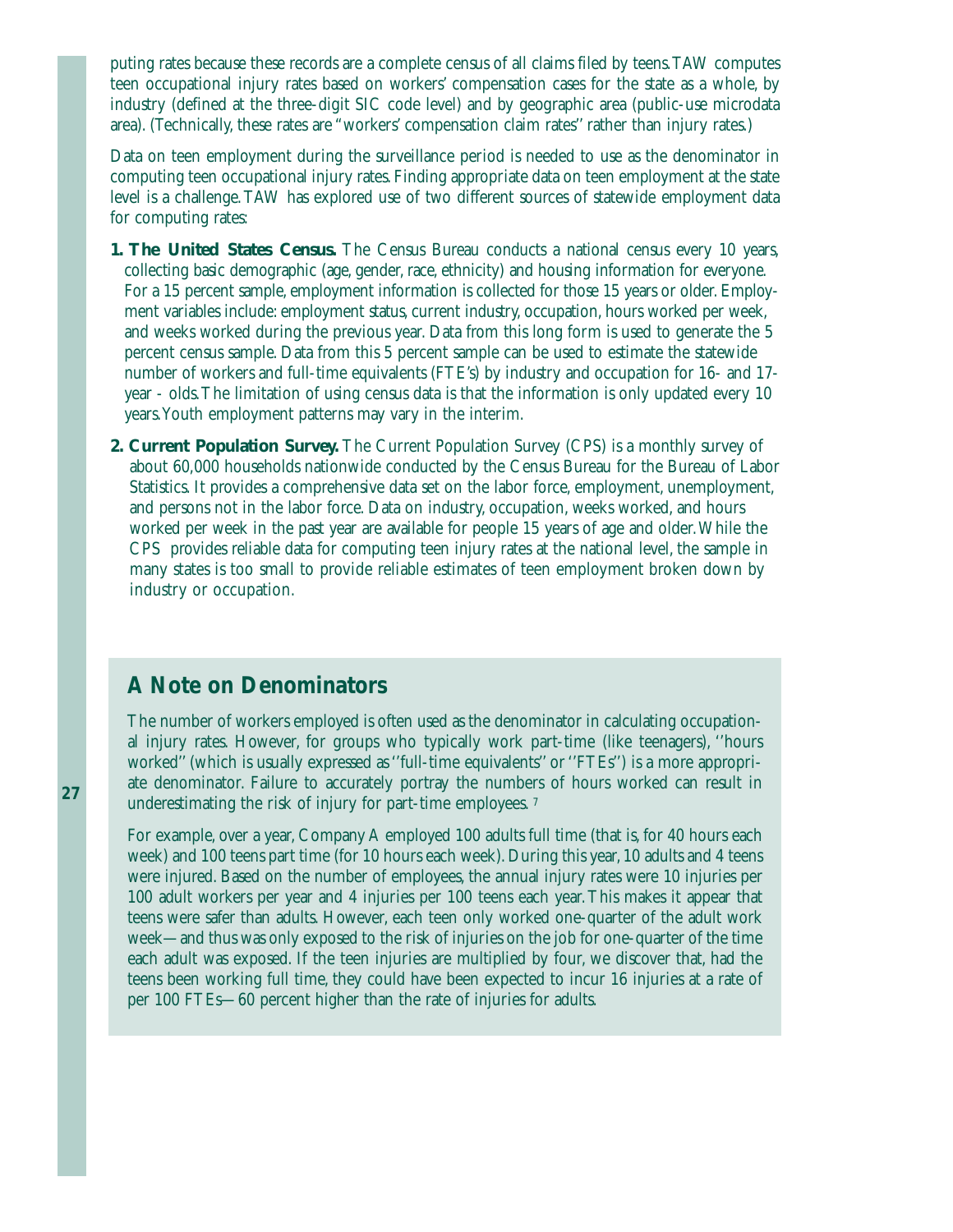puting rates because these records are a complete census of all claims filed by teens. TAW computes teen occupational injury rates based on workers' compensation cases for the state as a whole, by industry (defined at the three-digit SIC code level) and by geographic area (public-use microdata area). (Technically, these rates are "workers' compensation claim rates" rather than injury rates.)

Data on teen employment during the surveillance period is needed to use as the denominator in computing teen occupational injury rates. Finding appropriate data on teen employment at the state level is a challenge. TAW has explored use of two different sources of statewide employment data for computing rates:

1. **The United States Census.** The Census Bureau conducts a national census every 10 years, collecting basic demographic (age, gender, race, ethnicity) and housing information for everyone. For a 15 percent sample, employment information is collected for those 15 years or older. Employment variables include: employment status, current industry, occupation, hours worked per week, and weeks worked during the previous year. Data from this long form is used to generate the 5 percent census sample. Data from this 5 percent sample can be used to estimate the statewide number of workers and full-time equivalents (FTE's) by industry and occupation for 16- and 17-year - olds. The limitation of using census data is that the information is only updated every 10 years. Youth employment patterns may vary in the interim.

2. **Current Population Survey.** The Current Population Survey (CPS) is a monthly survey of about 60,000 households nationwide conducted by the Census Bureau for the Bureau of Labor Statistics. It provides a comprehensive data set on the labor force, employment, unemployment, and persons not in the labor force. Data on industry, occupation, weeks worked, and hours worked per week in the past year are available for people 15 years of age and older. While the CPS provides reliable data for computing teen injury rates at the national level, the sample in many states is too small to provide reliable estimates of teen employment broken down by industry or occupation.

## A Note on Denominators

The number of workers employed is often used as the denominator in calculating occupational injury rates. However, for groups who typically work part-time (like teenagers), ''hours worked'' (which is usually expressed as ''full-time equivalents'' or ''FTEs'') is a more appropriate denominator. Failure to accurately portray the numbers of hours worked can result in underestimating the risk of injury for part-time employees.[7]

For example, over a year, Company A employed 100 adults full time (that is, for 40 hours each week) and 100 teens part time (for 10 hours each week). During this year, 10 adults and 4 teens were injured. Based on the number of employees, the annual injury rates were 10 injuries per 100 adult workers per year and 4 injuries per 100 teens each year. This makes it appear that teens were safer than adults. However, each teen only worked one-quarter of the adult work week—and thus was only exposed to the risk of injuries on the job for one-quarter of the time each adult was exposed. If the teen injuries are multiplied by four, we discover that, had the teens been working full time, they could have been expected to incur 16 injuries at a rate of per 100 FTEs—60 percent higher than the rate of injuries for adults.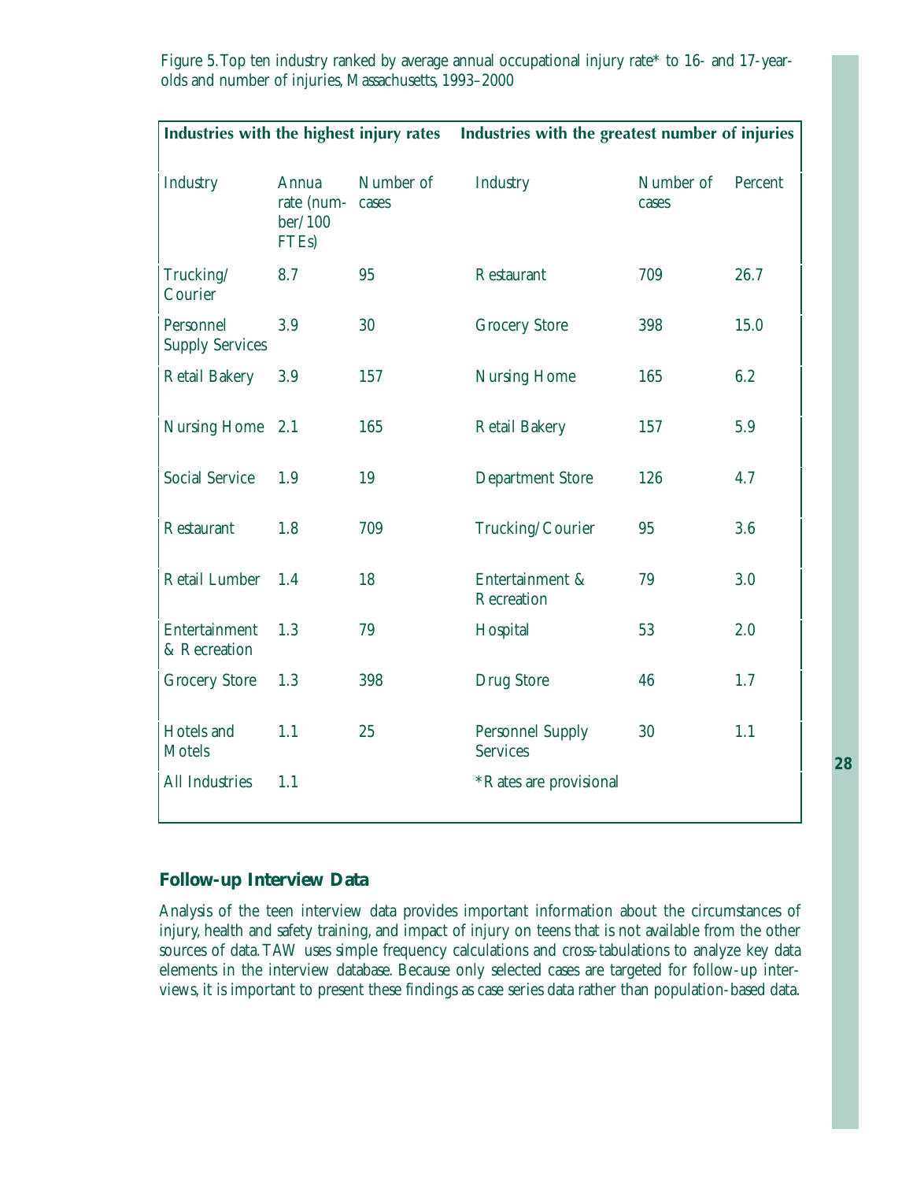Figure 5. Top ten industry ranked by average annual occupational injury rate* to 16- and 17-year-olds and number of injuries, Massachusetts, 1993–2000

| Industries with the highest injury rates | | | Industries with the greatest number of injuries | | |
|---|---|---|---|---|---|
| Industry | Annua rate (number/100 FTEs) | Number of cases | Industry | Number of cases | Percent |
| Trucking/Courier | 8.7 | 95 | Restaurant | 709 | 26.7 |
| Personnel Supply Services | 3.9 | 30 | Grocery Store | 398 | 15.0 |
| Retail Bakery | 3.9 | 157 | Nursing Home | 165 | 6.2 |
| Nursing Home | 2.1 | 165 | Retail Bakery | 157 | 5.9 |
| Social Service | 1.9 | 19 | Department Store | 126 | 4.7 |
| Restaurant | 1.8 | 709 | Trucking/Courier | 95 | 3.6 |
| Retail Lumber | 1.4 | 18 | Entertainment & Recreation | 79 | 3.0 |
| Entertainment & Recreation | 1.3 | 79 | Hospital | 53 | 2.0 |
| Grocery Store | 1.3 | 398 | Drug Store | 46 | 1.7 |
| Hotels and Motels | 1.1 | 25 | Personnel Supply Services | 30 | 1.1 |
| All Industries | 1.1 | | *Rates are provisional | | |

## Follow-up Interview Data

Analysis of the teen interview data provides important information about the circumstances of injury, health and safety training, and impact of injury on teens that is not available from the other sources of data. TAW uses simple frequency calculations and cross-tabulations to analyze key data elements in the interview database. Because only selected cases are targeted for follow-up interviews, it is important to present these findings as case series data rather than population-based data.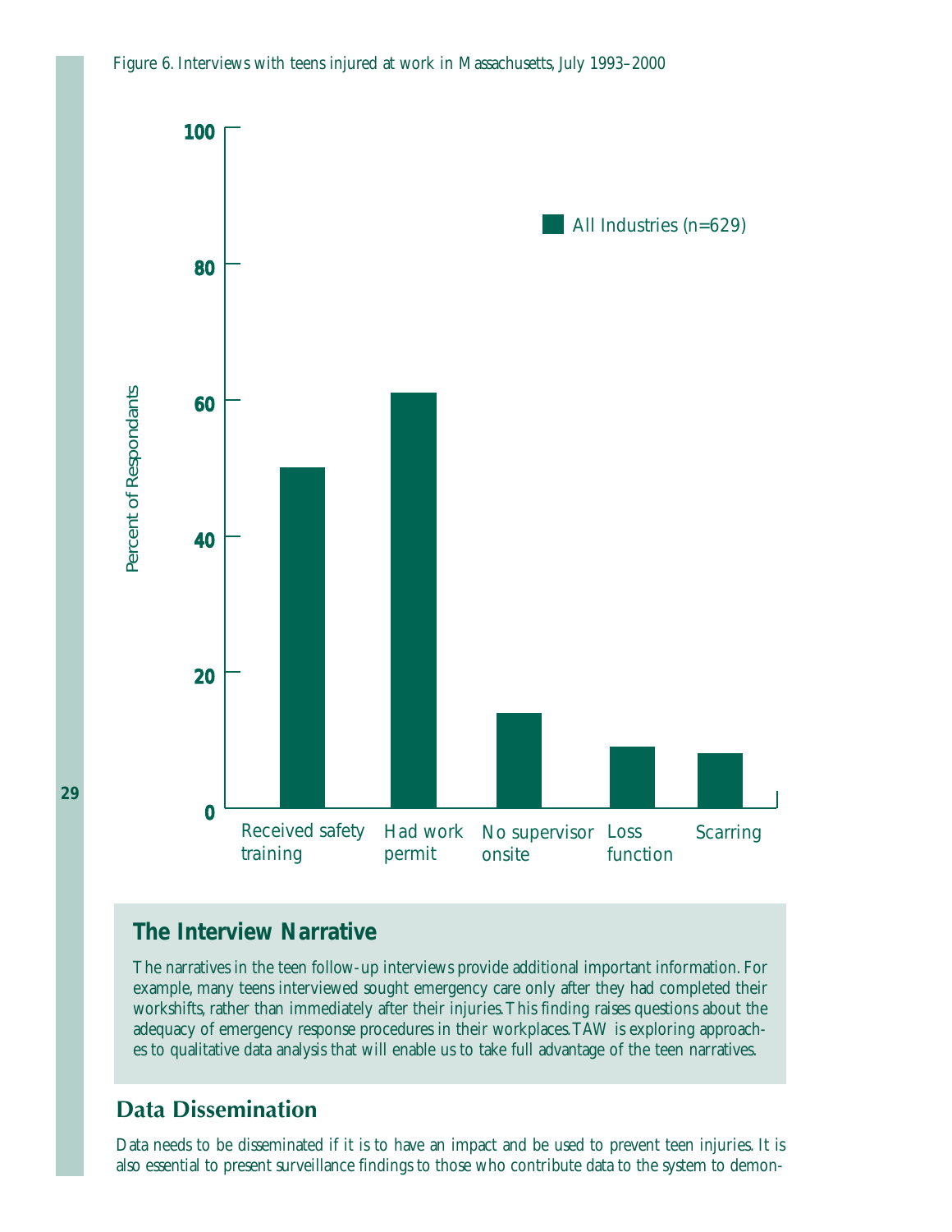*Figure 6. Interviews with teens injured at work in Massachusetts, July 1993–2000*

All Industries (n=629)

| Category | Percent of Respondants |
|---|---|
| Received safety training | ~50 |
| Had work permit | ~61 |
| No supervisor onsite | ~14 |
| Loss function | ~9 |
| Scarring | ~8 |

## The Interview Narrative

The narratives in the teen follow-up interviews provide additional important information. For example, many teens interviewed sought emergency care only after they had completed their workshifts, rather than immediately after their injuries. This finding raises questions about the adequacy of emergency response procedures in their workplaces. TAW is exploring approaches to qualitative data analysis that will enable us to take full advantage of the teen narratives.

## Data Dissemination

Data needs to be disseminated if it is to have an impact and be used to prevent teen injuries. It is also essential to present surveillance findings to those who contribute data to the system to demon-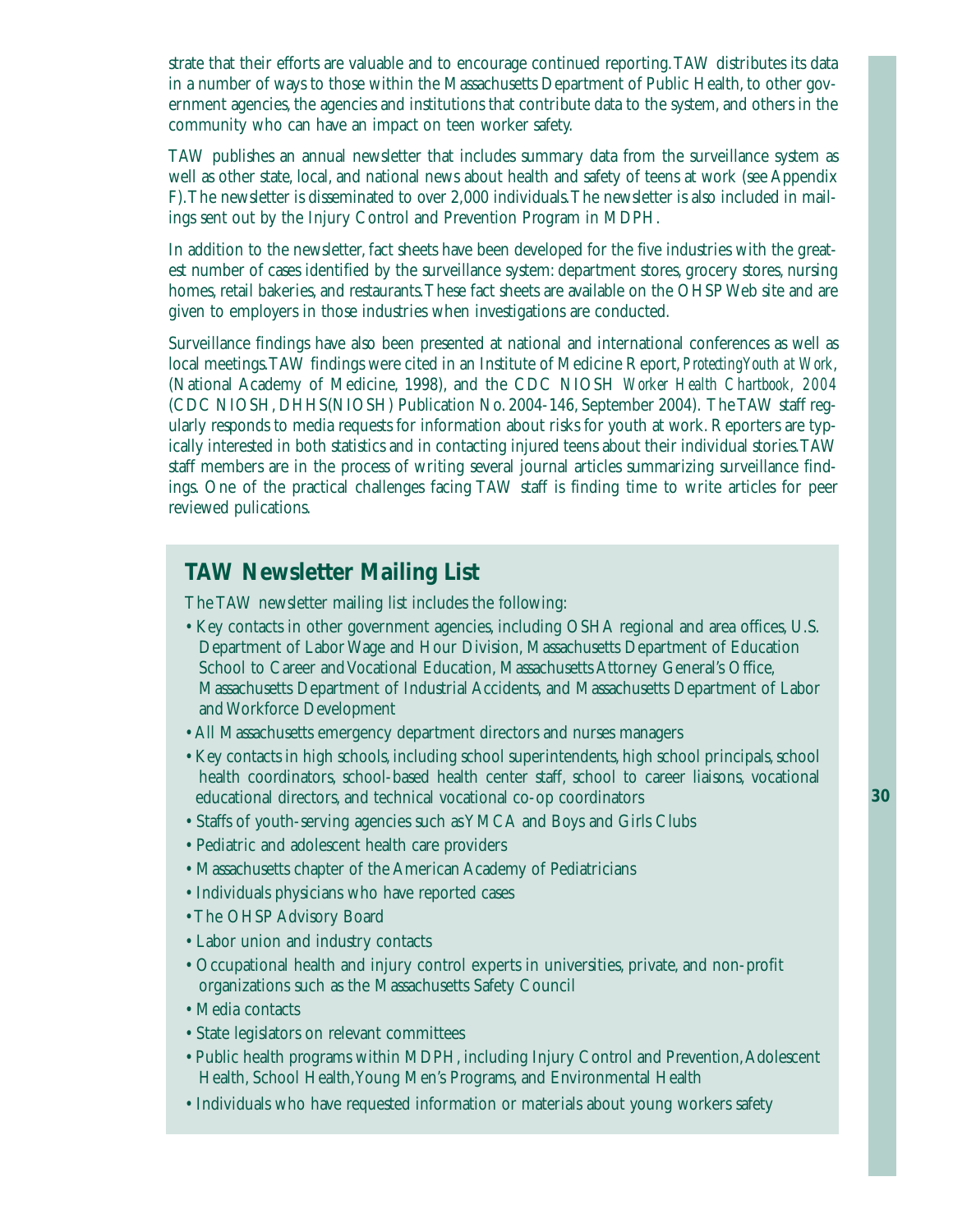strate that their efforts are valuable and to encourage continued reporting. TAW distributes its data in a number of ways to those within the Massachusetts Department of Public Health, to other government agencies, the agencies and institutions that contribute data to the system, and others in the community who can have an impact on teen worker safety.

TAW publishes an annual newsletter that includes summary data from the surveillance system as well as other state, local, and national news about health and safety of teens at work (see Appendix F). The newsletter is disseminated to over 2,000 individuals. The newsletter is also included in mailings sent out by the Injury Control and Prevention Program in MDPH.

In addition to the newsletter, fact sheets have been developed for the five industries with the greatest number of cases identified by the surveillance system: department stores, grocery stores, nursing homes, retail bakeries, and restaurants. These fact sheets are available on the OHSP Web site and are given to employers in those industries when investigations are conducted.

Surveillance findings have also been presented at national and international conferences as well as local meetings. TAW findings were cited in an Institute of Medicine Report, *Protecting Youth at Work*, (National Academy of Medicine, 1998), and the CDC NIOSH *Worker Health Chartbook, 2004* (CDC NIOSH, DHHS(NIOSH) Publication No. 2004-146, September 2004). The TAW staff regularly responds to media requests for information about risks for youth at work. Reporters are typically interested in both statistics and in contacting injured teens about their individual stories. TAW staff members are in the process of writing several journal articles summarizing surveillance findings. One of the practical challenges facing TAW staff is finding time to write articles for peer reviewed pulications.

## TAW Newsletter Mailing List

The TAW newsletter mailing list includes the following:

- Key contacts in other government agencies, including OSHA regional and area offices, U.S. Department of Labor Wage and Hour Division, Massachusetts Department of Education School to Career and Vocational Education, Massachusetts Attorney General's Office, Massachusetts Department of Industrial Accidents, and Massachusetts Department of Labor and Workforce Development
- All Massachusetts emergency department directors and nurses managers
- Key contacts in high schools, including school superintendents, high school principals, school health coordinators, school-based health center staff, school to career liaisons, vocational educational directors, and technical vocational co-op coordinators
- Staffs of youth-serving agencies such as YMCA and Boys and Girls Clubs
- Pediatric and adolescent health care providers
- Massachusetts chapter of the American Academy of Pediatricians
- Individuals physicians who have reported cases
- The OHSP Advisory Board
- Labor union and industry contacts
- Occupational health and injury control experts in universities, private, and non-profit organizations such as the Massachusetts Safety Council
- Media contacts
- State legislators on relevant committees
- Public health programs within MDPH, including Injury Control and Prevention, Adolescent Health, School Health, Young Men's Programs, and Environmental Health
- Individuals who have requested information or materials about young workers safety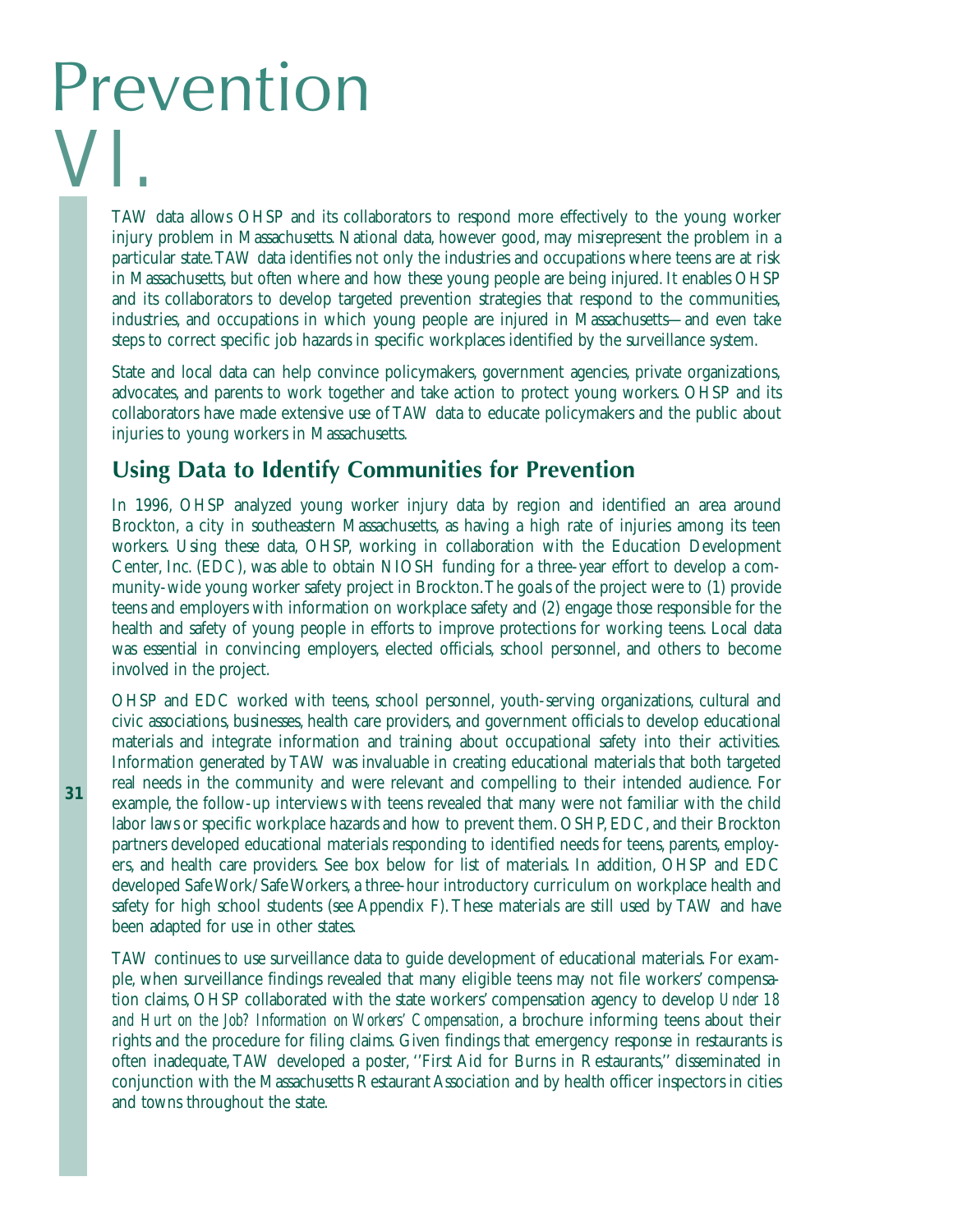# Prevention VI.

TAW data allows OHSP and its collaborators to respond more effectively to the young worker injury problem in Massachusetts. National data, however good, may misrepresent the problem in a particular state. TAW data identifies not only the industries and occupations where teens are at risk in Massachusetts, but often where and how these young people are being injured. It enables OHSP and its collaborators to develop targeted prevention strategies that respond to the communities, industries, and occupations in which young people are injured in Massachusetts—and even take steps to correct specific job hazards in specific workplaces identified by the surveillance system.

State and local data can help convince policymakers, government agencies, private organizations, advocates, and parents to work together and take action to protect young workers. OHSP and its collaborators have made extensive use of TAW data to educate policymakers and the public about injuries to young workers in Massachusetts.

## Using Data to Identify Communities for Prevention

In 1996, OHSP analyzed young worker injury data by region and identified an area around Brockton, a city in southeastern Massachusetts, as having a high rate of injuries among its teen workers. Using these data, OHSP, working in collaboration with the Education Development Center, Inc. (EDC), was able to obtain NIOSH funding for a three-year effort to develop a community-wide young worker safety project in Brockton. The goals of the project were to (1) provide teens and employers with information on workplace safety and (2) engage those responsible for the health and safety of young people in efforts to improve protections for working teens. Local data was essential in convincing employers, elected officials, school personnel, and others to become involved in the project.

OHSP and EDC worked with teens, school personnel, youth-serving organizations, cultural and civic associations, businesses, health care providers, and government officials to develop educational materials and integrate information and training about occupational safety into their activities. Information generated by TAW was invaluable in creating educational materials that both targeted real needs in the community and were relevant and compelling to their intended audience. For example, the follow-up interviews with teens revealed that many were not familiar with the child labor laws or specific workplace hazards and how to prevent them. OSHP, EDC, and their Brockton partners developed educational materials responding to identified needs for teens, parents, employers, and health care providers. See box below for list of materials. In addition, OHSP and EDC developed Safe Work/Safe Workers, a three-hour introductory curriculum on workplace health and safety for high school students (see Appendix F). These materials are still used by TAW and have been adapted for use in other states.

TAW continues to use surveillance data to guide development of educational materials. For example, when surveillance findings revealed that many eligible teens may not file workers' compensation claims, OHSP collaborated with the state workers' compensation agency to develop *Under 18 and Hurt on the Job? Information on Workers' Compensation*, a brochure informing teens about their rights and the procedure for filing claims. Given findings that emergency response in restaurants is often inadequate, TAW developed a poster, ''First Aid for Burns in Restaurants,'' disseminated in conjunction with the Massachusetts Restaurant Association and by health officer inspectors in cities and towns throughout the state.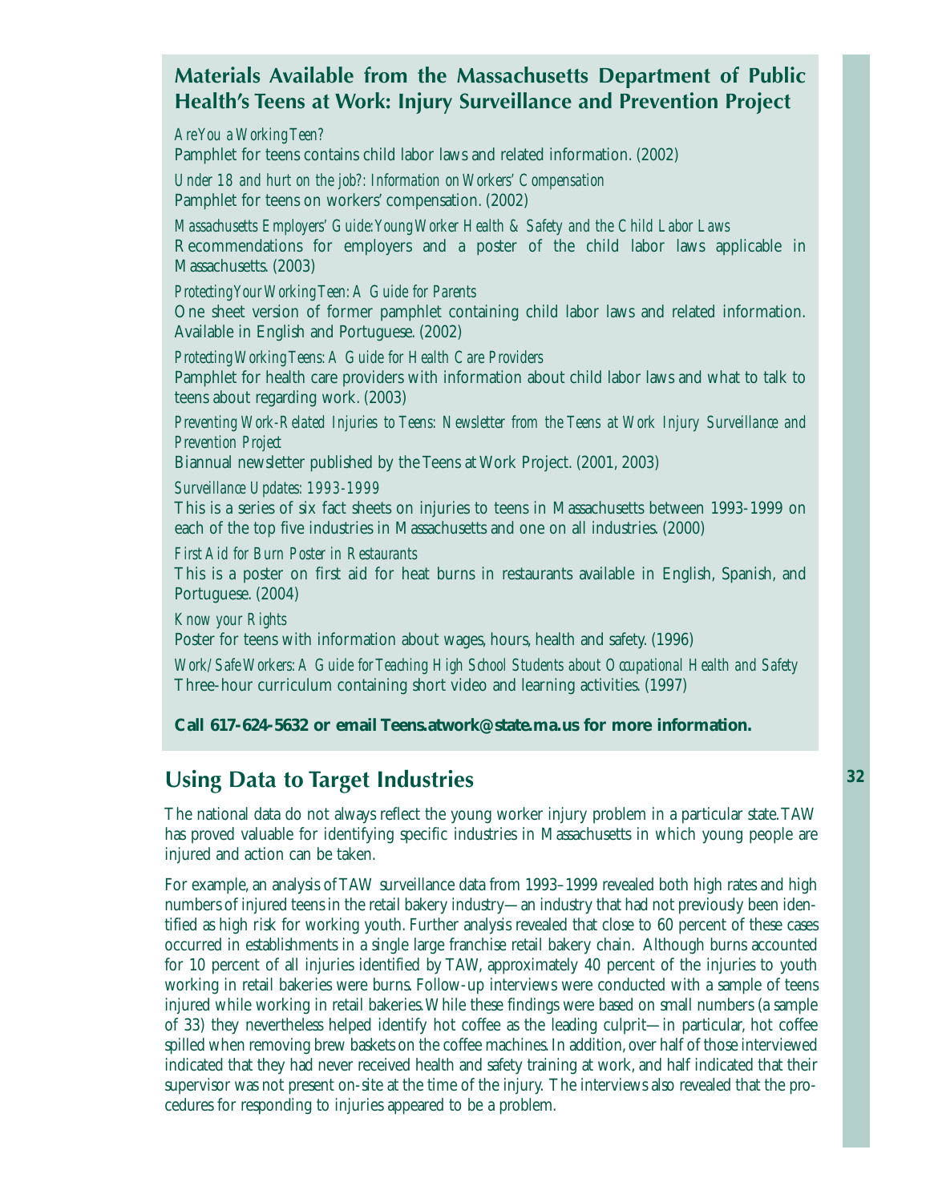## Materials Available from the Massachusetts Department of Public Health's Teens at Work: Injury Surveillance and Prevention Project

*Are You a Working Teen?*
Pamphlet for teens contains child labor laws and related information. (2002)

*Under 18 and hurt on the job?: Information on Workers' Compensation*
Pamphlet for teens on workers' compensation. (2002)

*Massachusetts Employers' Guide: Young Worker Health & Safety and the Child Labor Laws*
Recommendations for employers and a poster of the child labor laws applicable in Massachusetts. (2003)

*Protecting Your Working Teen: A Guide for Parents*
One sheet version of former pamphlet containing child labor laws and related information. Available in English and Portuguese. (2002)

*Protecting Working Teens: A Guide for Health Care Providers*
Pamphlet for health care providers with information about child labor laws and what to talk to teens about regarding work. (2003)

*Preventing Work-Related Injuries to Teens: Newsletter from the Teens at Work Injury Surveillance and Prevention Project*
Biannual newsletter published by the Teens at Work Project. (2001, 2003)

*Surveillance Updates: 1993-1999*
This is a series of six fact sheets on injuries to teens in Massachusetts between 1993-1999 on each of the top five industries in Massachusetts and one on all industries. (2000)

*First Aid for Burn Poster in Restaurants*
This is a poster on first aid for heat burns in restaurants available in English, Spanish, and Portuguese. (2004)

*Know your Rights*
Poster for teens with information about wages, hours, health and safety. (1996)

*Work/Safe Workers: A Guide for Teaching High School Students about Occupational Health and Safety*
Three-hour curriculum containing short video and learning activities. (1997)

**Call 617-624-5632 or email Teens.atwork@state.ma.us for more information.**

## Using Data to Target Industries

The national data do not always reflect the young worker injury problem in a particular state. TAW has proved valuable for identifying specific industries in Massachusetts in which young people are injured and action can be taken.

For example, an analysis of TAW surveillance data from 1993–1999 revealed both high rates and high numbers of injured teens in the retail bakery industry—an industry that had not previously been identified as high risk for working youth. Further analysis revealed that close to 60 percent of these cases occurred in establishments in a single large franchise retail bakery chain. Although burns accounted for 10 percent of all injuries identified by TAW, approximately 40 percent of the injuries to youth working in retail bakeries were burns. Follow-up interviews were conducted with a sample of teens injured while working in retail bakeries. While these findings were based on small numbers (a sample of 33) they nevertheless helped identify hot coffee as the leading culprit—in particular, hot coffee spilled when removing brew baskets on the coffee machines. In addition, over half of those interviewed indicated that they had never received health and safety training at work, and half indicated that their supervisor was not present on-site at the time of the injury. The interviews also revealed that the procedures for responding to injuries appeared to be a problem.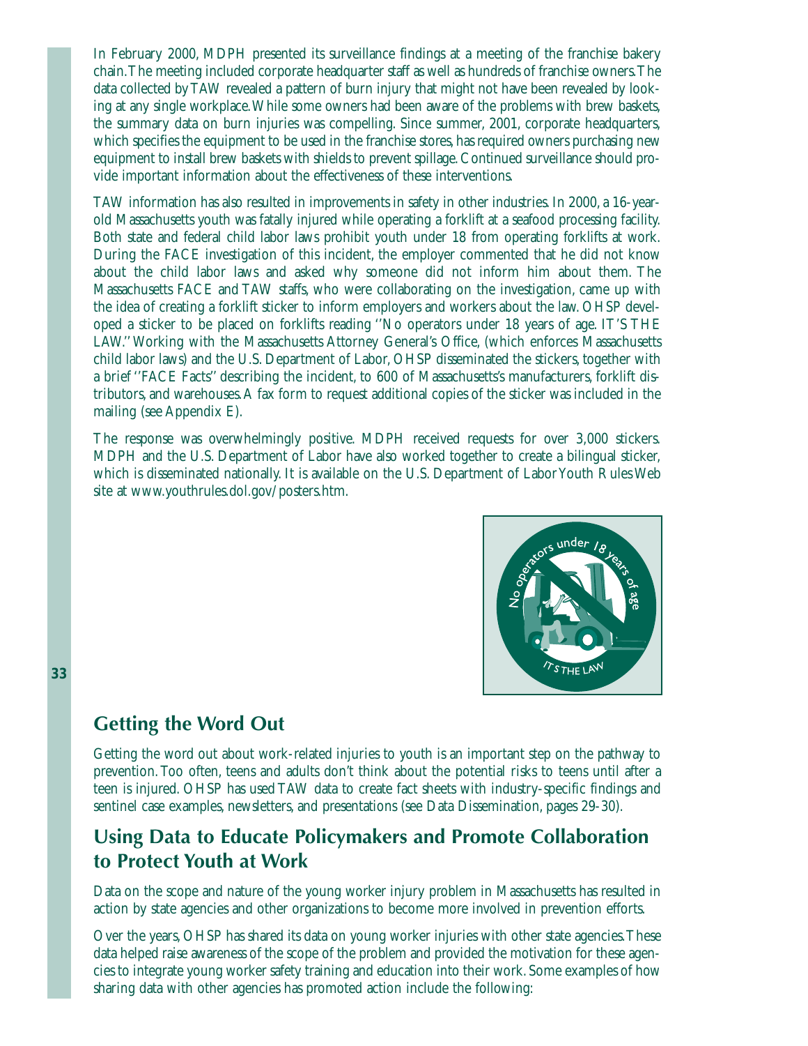In February 2000, MDPH presented its surveillance findings at a meeting of the franchise bakery chain. The meeting included corporate headquarter staff as well as hundreds of franchise owners. The data collected by TAW revealed a pattern of burn injury that might not have been revealed by looking at any single workplace. While some owners had been aware of the problems with brew baskets, the summary data on burn injuries was compelling. Since summer, 2001, corporate headquarters, which specifies the equipment to be used in the franchise stores, has required owners purchasing new equipment to install brew baskets with shields to prevent spillage. Continued surveillance should provide important information about the effectiveness of these interventions.

TAW information has also resulted in improvements in safety in other industries. In 2000, a 16-year-old Massachusetts youth was fatally injured while operating a forklift at a seafood processing facility. Both state and federal child labor laws prohibit youth under 18 from operating forklifts at work. During the FACE investigation of this incident, the employer commented that he did not know about the child labor laws and asked why someone did not inform him about them. The Massachusetts FACE and TAW staffs, who were collaborating on the investigation, came up with the idea of creating a forklift sticker to inform employers and workers about the law. OHSP developed a sticker to be placed on forklifts reading ''No operators under 18 years of age. IT'S THE LAW.'' Working with the Massachusetts Attorney General's Office, (which enforces Massachusetts child labor laws) and the U.S. Department of Labor, OHSP disseminated the stickers, together with a brief ''FACE Facts'' describing the incident, to 600 of Massachusetts's manufacturers, forklift distributors, and warehouses. A fax form to request additional copies of the sticker was included in the mailing (see Appendix E).

The response was overwhelmingly positive. MDPH received requests for over 3,000 stickers. MDPH and the U.S. Department of Labor have also worked together to create a bilingual sticker, which is disseminated nationally. It is available on the U.S. Department of Labor Youth Rules Web site at www.youthrules.dol.gov/posters.htm.

No operators under 18 years of age

IT'S THE LAW

## Getting the Word Out

Getting the word out about work-related injuries to youth is an important step on the pathway to prevention. Too often, teens and adults don't think about the potential risks to teens until after a teen is injured. OHSP has used TAW data to create fact sheets with industry-specific findings and sentinel case examples, newsletters, and presentations (see Data Dissemination, pages 29-30).

## Using Data to Educate Policymakers and Promote Collaboration to Protect Youth at Work

Data on the scope and nature of the young worker injury problem in Massachusetts has resulted in action by state agencies and other organizations to become more involved in prevention efforts.

Over the years, OHSP has shared its data on young worker injuries with other state agencies. These data helped raise awareness of the scope of the problem and provided the motivation for these agencies to integrate young worker safety training and education into their work. Some examples of how sharing data with other agencies has promoted action include the following: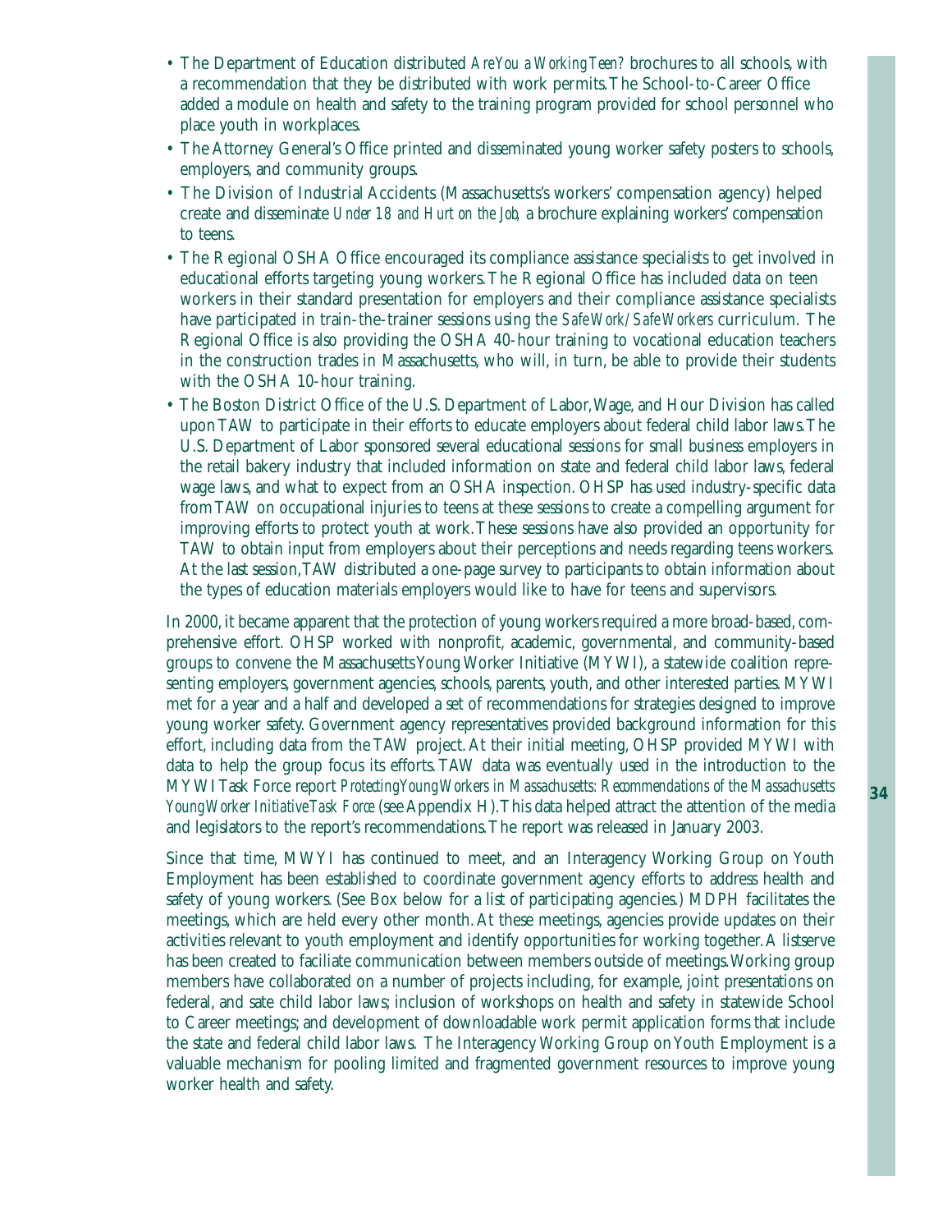- The Department of Education distributed *Are You a Working Teen?* brochures to all schools, with a recommendation that they be distributed with work permits. The School-to-Career Office added a module on health and safety to the training program provided for school personnel who place youth in workplaces.
- The Attorney General's Office printed and disseminated young worker safety posters to schools, employers, and community groups.
- The Division of Industrial Accidents (Massachusetts's workers' compensation agency) helped create and disseminate *Under 18 and Hurt on the Job,* a brochure explaining workers' compensation to teens.
- The Regional OSHA Office encouraged its compliance assistance specialists to get involved in educational efforts targeting young workers. The Regional Office has included data on teen workers in their standard presentation for employers and their compliance assistance specialists have participated in train-the-trainer sessions using the *SafeWork/SafeWorkers* curriculum. The Regional Office is also providing the OSHA 40-hour training to vocational education teachers in the construction trades in Massachusetts, who will, in turn, be able to provide their students with the OSHA 10-hour training.
- The Boston District Office of the U.S. Department of Labor, Wage, and Hour Division has called upon TAW to participate in their efforts to educate employers about federal child labor laws. The U.S. Department of Labor sponsored several educational sessions for small business employers in the retail bakery industry that included information on state and federal child labor laws, federal wage laws, and what to expect from an OSHA inspection. OHSP has used industry-specific data from TAW on occupational injuries to teens at these sessions to create a compelling argument for improving efforts to protect youth at work. These sessions have also provided an opportunity for TAW to obtain input from employers about their perceptions and needs regarding teens workers. At the last session, TAW distributed a one-page survey to participants to obtain information about the types of education materials employers would like to have for teens and supervisors.

In 2000, it became apparent that the protection of young workers required a more broad-based, comprehensive effort. OHSP worked with nonprofit, academic, governmental, and community-based groups to convene the Massachusetts Young Worker Initiative (MYWI), a statewide coalition representing employers, government agencies, schools, parents, youth, and other interested parties. MYWI met for a year and a half and developed a set of recommendations for strategies designed to improve young worker safety. Government agency representatives provided background information for this effort, including data from the TAW project. At their initial meeting, OHSP provided MYWI with data to help the group focus its efforts. TAW data was eventually used in the introduction to the MYWI Task Force report *Protecting Young Workers in Massachusetts: Recommendations of the Massachusetts Young Worker Initiative Task Force* (see Appendix H). This data helped attract the attention of the media and legislators to the report's recommendations. The report was released in January 2003.

Since that time, MWYI has continued to meet, and an Interagency Working Group on Youth Employment has been established to coordinate government agency efforts to address health and safety of young workers. (See Box below for a list of participating agencies.) MDPH facilitates the meetings, which are held every other month. At these meetings, agencies provide updates on their activities relevant to youth employment and identify opportunities for working together. A listserve has been created to faciliate communication between members outside of meetings. Working group members have collaborated on a number of projects including, for example, joint presentations on federal, and sate child labor laws; inclusion of workshops on health and safety in statewide School to Career meetings; and development of downloadable work permit application forms that include the state and federal child labor laws. The Interagency Working Group on Youth Employment is a valuable mechanism for pooling limited and fragmented government resources to improve young worker health and safety.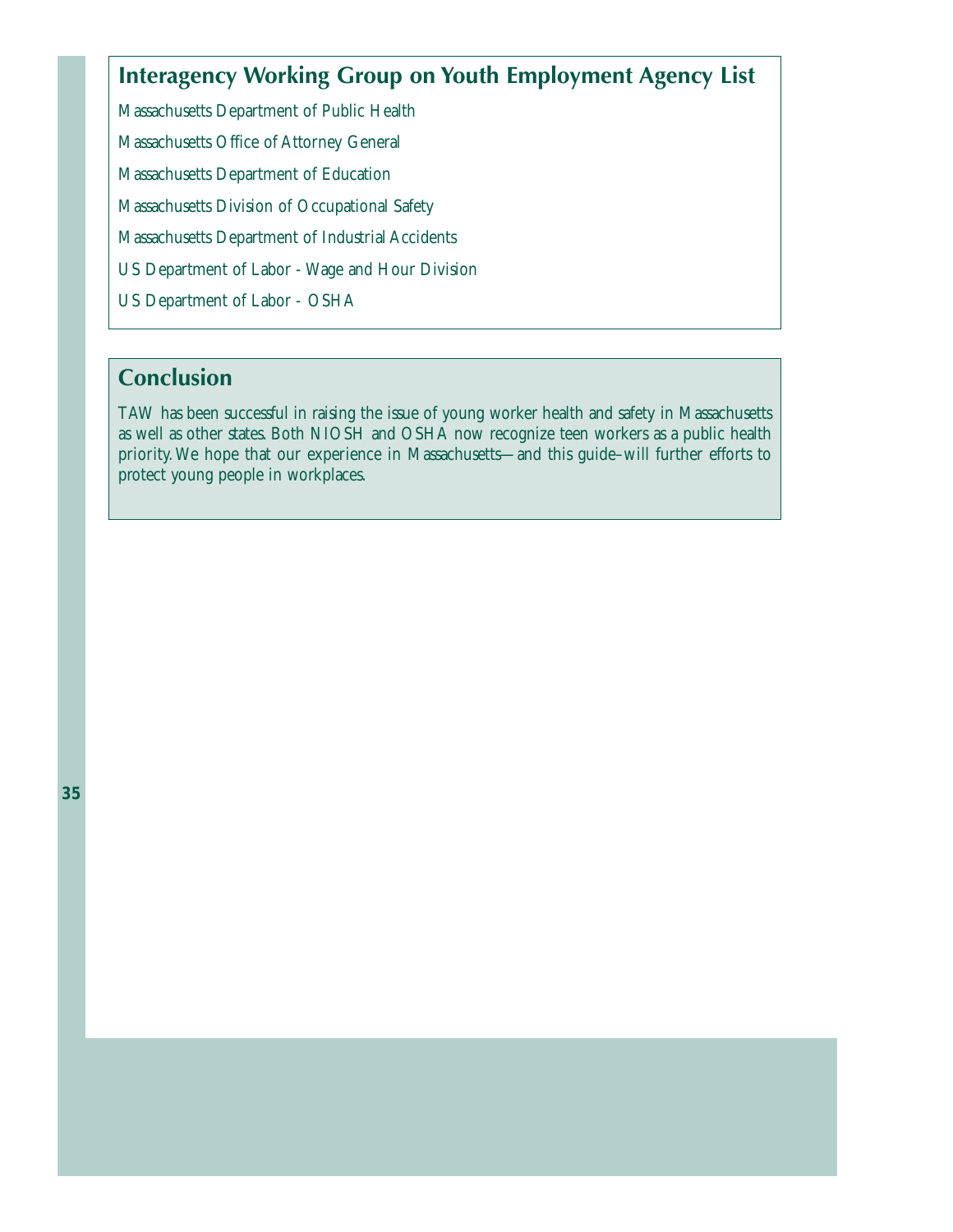## Interagency Working Group on Youth Employment Agency List

Massachusetts Department of Public Health

Massachusetts Office of Attorney General

Massachusetts Department of Education

Massachusetts Division of Occupational Safety

Massachusetts Department of Industrial Accidents

US Department of Labor - Wage and Hour Division

US Department of Labor - OSHA

## Conclusion

TAW has been successful in raising the issue of young worker health and safety in Massachusetts as well as other states. Both NIOSH and OSHA now recognize teen workers as a public health priority. We hope that our experience in Massachusetts—and this guide–will further efforts to protect young people in workplaces.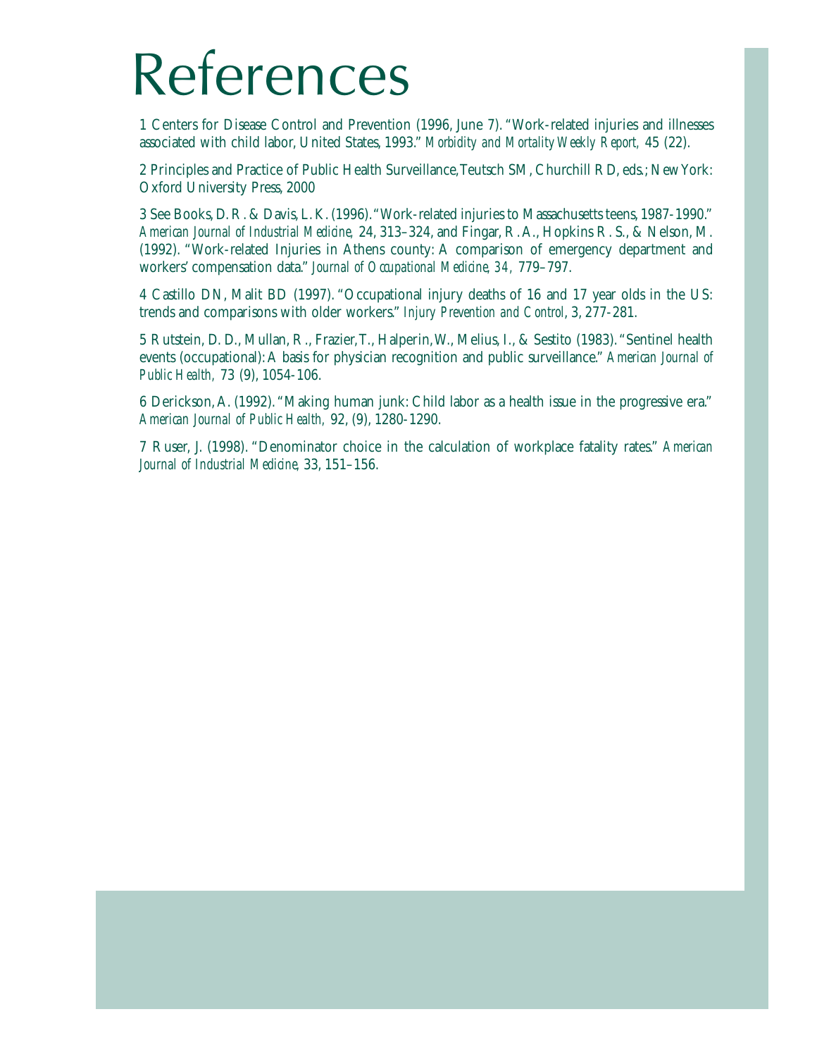# References

1 Centers for Disease Control and Prevention (1996, June 7). "Work-related injuries and illnesses associated with child labor, United States, 1993." *Morbidity and Mortality Weekly Report,* 45 (22).

2 Principles and Practice of Public Health Surveillance, Teutsch SM, Churchill RD, eds.; New York: Oxford University Press, 2000

3 See Books, D. R. & Davis, L. K. (1996). "Work-related injuries to Massachusetts teens, 1987-1990." *American Journal of Industrial Medicine,* 24, 313–324, and Fingar, R. A., Hopkins R. S., & Nelson, M. (1992). "Work-related Injuries in Athens county: A comparison of emergency department and workers' compensation data." *Journal of Occupational Medicine, 34,* 779–797.

4 Castillo DN, Malit BD (1997). "Occupational injury deaths of 16 and 17 year olds in the US: trends and comparisons with older workers." *Injury Prevention and Control*, 3, 277-281.

5 Rutstein, D. D., Mullan, R., Frazier, T., Halperin, W., Melius, I., & Sestito (1983). "Sentinel health events (occupational): A basis for physician recognition and public surveillance." *American Journal of Public Health,* 73 (9), 1054-106.

6 Derickson, A. (1992). "Making human junk: Child labor as a health issue in the progressive era." *American Journal of Public Health,* 92, (9), 1280-1290.

7 Ruser, J. (1998). "Denominator choice in the calculation of workplace fatality rates." *American Journal of Industrial Medicine*, 33, 151–156.